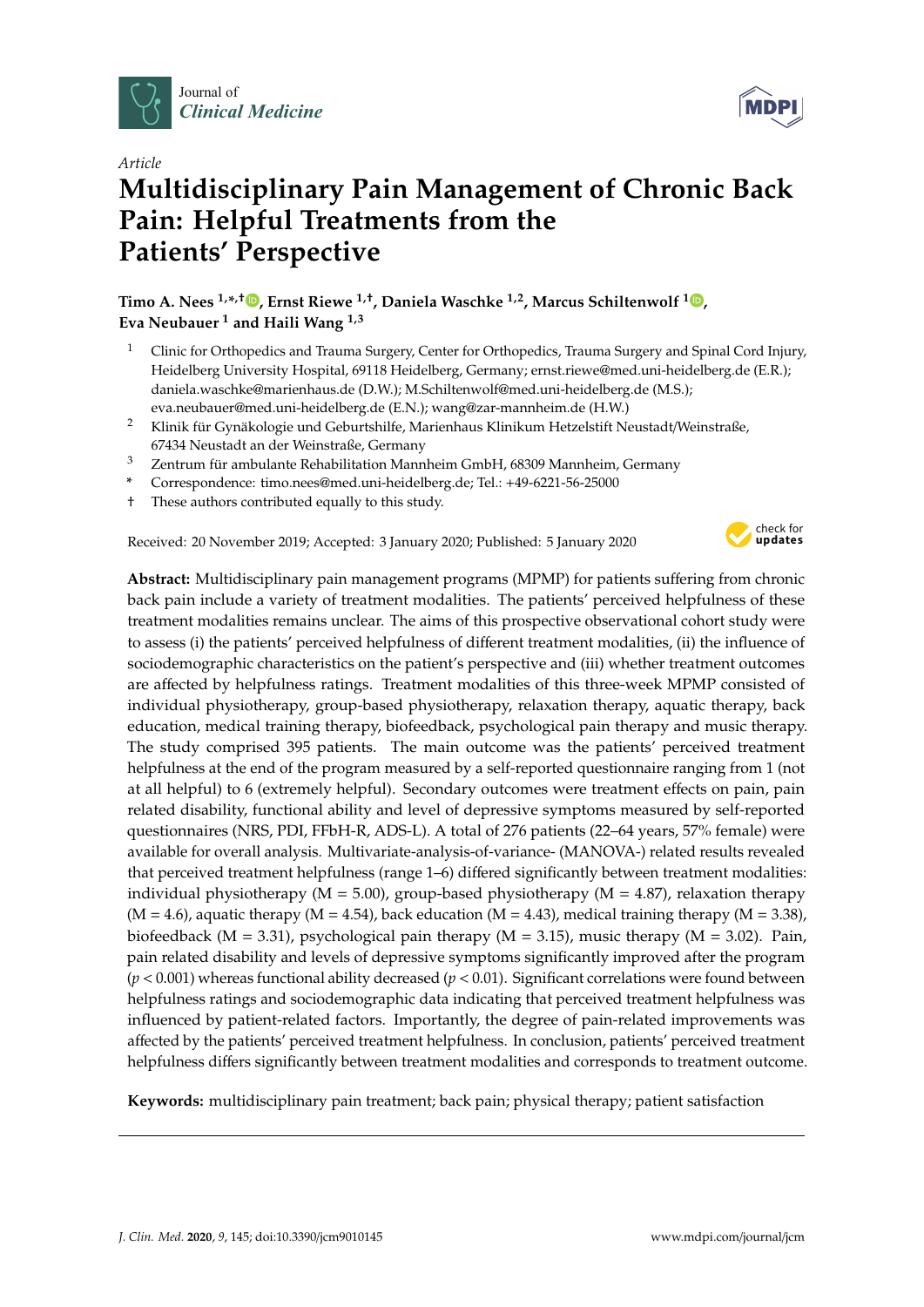Journal of *Clinical Medicine*

*Article*

# Multidisciplinary Pain Management of Chronic Back Pain: Helpful Treatments from the Patients' Perspective

**Timo A. Nees [1,*,†], Ernst Riewe [1,†], Daniela Waschke [1,2], Marcus Schiltenwolf [1], Eva Neubauer [1] and Haili Wang [1,3]**

[1] Clinic for Orthopedics and Trauma Surgery, Center for Orthopedics, Trauma Surgery and Spinal Cord Injury, Heidelberg University Hospital, 69118 Heidelberg, Germany; ernst.riewe@med.uni-heidelberg.de (E.R.); daniela.waschke@marienhaus.de (D.W.); M.Schiltenwolf@med.uni-heidelberg.de (M.S.); eva.neubauer@med.uni-heidelberg.de (E.N.); wang@zar-mannheim.de (H.W.)

[2] Klinik für Gynäkologie und Geburtshilfe, Marienhaus Klinikum Hetzelstift Neustadt/Weinstraße, 67434 Neustadt an der Weinstraße, Germany

[3] Zentrum für ambulante Rehabilitation Mannheim GmbH, 68309 Mannheim, Germany

\* Correspondence: timo.nees@med.uni-heidelberg.de; Tel.: +49-6221-56-25000

† These authors contributed equally to this study.

Received: 20 November 2019; Accepted: 3 January 2020; Published: 5 January 2020

**Abstract:** Multidisciplinary pain management programs (MPMP) for patients suffering from chronic back pain include a variety of treatment modalities. The patients' perceived helpfulness of these treatment modalities remains unclear. The aims of this prospective observational cohort study were to assess (i) the patients' perceived helpfulness of different treatment modalities, (ii) the influence of sociodemographic characteristics on the patient's perspective and (iii) whether treatment outcomes are affected by helpfulness ratings. Treatment modalities of this three-week MPMP consisted of individual physiotherapy, group-based physiotherapy, relaxation therapy, aquatic therapy, back education, medical training therapy, biofeedback, psychological pain therapy and music therapy. The study comprised 395 patients. The main outcome was the patients' perceived treatment helpfulness at the end of the program measured by a self-reported questionnaire ranging from 1 (not at all helpful) to 6 (extremely helpful). Secondary outcomes were treatment effects on pain, pain related disability, functional ability and level of depressive symptoms measured by self-reported questionnaires (NRS, PDI, FFbH-R, ADS-L). A total of 276 patients (22–64 years, 57% female) were available for overall analysis. Multivariate-analysis-of-variance- (MANOVA-) related results revealed that perceived treatment helpfulness (range 1–6) differed significantly between treatment modalities: individual physiotherapy (M = 5.00), group-based physiotherapy (M = 4.87), relaxation therapy (M = 4.6), aquatic therapy (M = 4.54), back education (M = 4.43), medical training therapy (M = 3.38), biofeedback (M = 3.31), psychological pain therapy (M = 3.15), music therapy (M = 3.02). Pain, pain related disability and levels of depressive symptoms significantly improved after the program ($p < 0.001$) whereas functional ability decreased ($p < 0.01$). Significant correlations were found between helpfulness ratings and sociodemographic data indicating that perceived treatment helpfulness was influenced by patient-related factors. Importantly, the degree of pain-related improvements was affected by the patients' perceived treatment helpfulness. In conclusion, patients' perceived treatment helpfulness differs significantly between treatment modalities and corresponds to treatment outcome.

**Keywords:** multidisciplinary pain treatment; back pain; physical therapy; patient satisfaction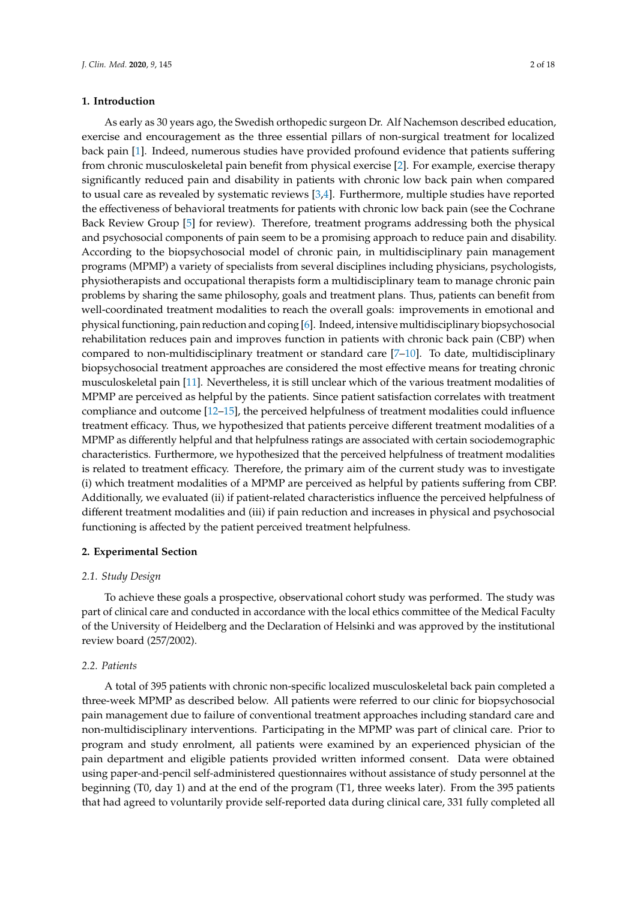## 1. Introduction

As early as 30 years ago, the Swedish orthopedic surgeon Dr. Alf Nachemson described education, exercise and encouragement as the three essential pillars of non-surgical treatment for localized back pain [1]. Indeed, numerous studies have provided profound evidence that patients suffering from chronic musculoskeletal pain benefit from physical exercise [2]. For example, exercise therapy significantly reduced pain and disability in patients with chronic low back pain when compared to usual care as revealed by systematic reviews [3,4]. Furthermore, multiple studies have reported the effectiveness of behavioral treatments for patients with chronic low back pain (see the Cochrane Back Review Group [5] for review). Therefore, treatment programs addressing both the physical and psychosocial components of pain seem to be a promising approach to reduce pain and disability. According to the biopsychosocial model of chronic pain, in multidisciplinary pain management programs (MPMP) a variety of specialists from several disciplines including physicians, psychologists, physiotherapists and occupational therapists form a multidisciplinary team to manage chronic pain problems by sharing the same philosophy, goals and treatment plans. Thus, patients can benefit from well-coordinated treatment modalities to reach the overall goals: improvements in emotional and physical functioning, pain reduction and coping [6]. Indeed, intensive multidisciplinary biopsychosocial rehabilitation reduces pain and improves function in patients with chronic back pain (CBP) when compared to non-multidisciplinary treatment or standard care [7–10]. To date, multidisciplinary biopsychosocial treatment approaches are considered the most effective means for treating chronic musculoskeletal pain [11]. Nevertheless, it is still unclear which of the various treatment modalities of MPMP are perceived as helpful by the patients. Since patient satisfaction correlates with treatment compliance and outcome [12–15], the perceived helpfulness of treatment modalities could influence treatment efficacy. Thus, we hypothesized that patients perceive different treatment modalities of a MPMP as differently helpful and that helpfulness ratings are associated with certain sociodemographic characteristics. Furthermore, we hypothesized that the perceived helpfulness of treatment modalities is related to treatment efficacy. Therefore, the primary aim of the current study was to investigate (i) which treatment modalities of a MPMP are perceived as helpful by patients suffering from CBP. Additionally, we evaluated (ii) if patient-related characteristics influence the perceived helpfulness of different treatment modalities and (iii) if pain reduction and increases in physical and psychosocial functioning is affected by the patient perceived treatment helpfulness.

## 2. Experimental Section

### 2.1. Study Design

To achieve these goals a prospective, observational cohort study was performed. The study was part of clinical care and conducted in accordance with the local ethics committee of the Medical Faculty of the University of Heidelberg and the Declaration of Helsinki and was approved by the institutional review board (257/2002).

### 2.2. Patients

A total of 395 patients with chronic non-specific localized musculoskeletal back pain completed a three-week MPMP as described below. All patients were referred to our clinic for biopsychosocial pain management due to failure of conventional treatment approaches including standard care and non-multidisciplinary interventions. Participating in the MPMP was part of clinical care. Prior to program and study enrolment, all patients were examined by an experienced physician of the pain department and eligible patients provided written informed consent. Data were obtained using paper-and-pencil self-administered questionnaires without assistance of study personnel at the beginning (T0, day 1) and at the end of the program (T1, three weeks later). From the 395 patients that had agreed to voluntarily provide self-reported data during clinical care, 331 fully completed all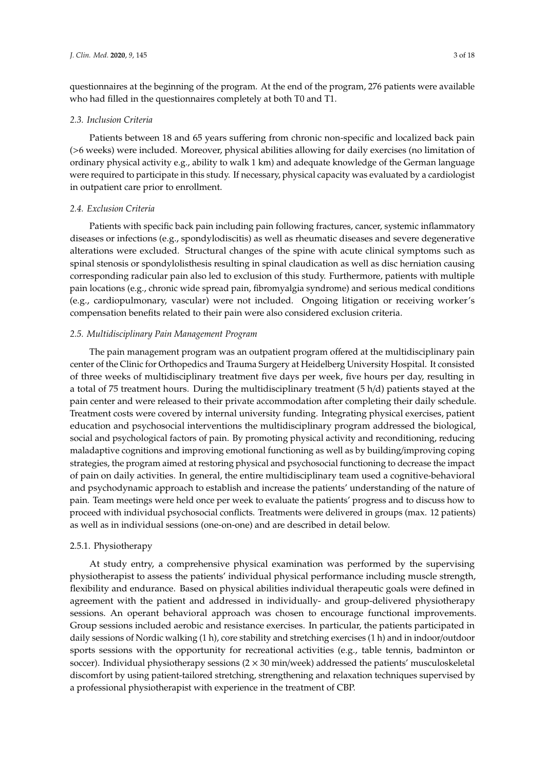questionnaires at the beginning of the program. At the end of the program, 276 patients were available who had filled in the questionnaires completely at both T0 and T1.

### *2.3. Inclusion Criteria*

Patients between 18 and 65 years suffering from chronic non-specific and localized back pain (>6 weeks) were included. Moreover, physical abilities allowing for daily exercises (no limitation of ordinary physical activity e.g., ability to walk 1 km) and adequate knowledge of the German language were required to participate in this study. If necessary, physical capacity was evaluated by a cardiologist in outpatient care prior to enrollment.

### *2.4. Exclusion Criteria*

Patients with specific back pain including pain following fractures, cancer, systemic inflammatory diseases or infections (e.g., spondylodiscitis) as well as rheumatic diseases and severe degenerative alterations were excluded. Structural changes of the spine with acute clinical symptoms such as spinal stenosis or spondylolisthesis resulting in spinal claudication as well as disc herniation causing corresponding radicular pain also led to exclusion of this study. Furthermore, patients with multiple pain locations (e.g., chronic wide spread pain, fibromyalgia syndrome) and serious medical conditions (e.g., cardiopulmonary, vascular) were not included. Ongoing litigation or receiving worker's compensation benefits related to their pain were also considered exclusion criteria.

### *2.5. Multidisciplinary Pain Management Program*

The pain management program was an outpatient program offered at the multidisciplinary pain center of the Clinic for Orthopedics and Trauma Surgery at Heidelberg University Hospital. It consisted of three weeks of multidisciplinary treatment five days per week, five hours per day, resulting in a total of 75 treatment hours. During the multidisciplinary treatment (5 h/d) patients stayed at the pain center and were released to their private accommodation after completing their daily schedule. Treatment costs were covered by internal university funding. Integrating physical exercises, patient education and psychosocial interventions the multidisciplinary program addressed the biological, social and psychological factors of pain. By promoting physical activity and reconditioning, reducing maladaptive cognitions and improving emotional functioning as well as by building/improving coping strategies, the program aimed at restoring physical and psychosocial functioning to decrease the impact of pain on daily activities. In general, the entire multidisciplinary team used a cognitive-behavioral and psychodynamic approach to establish and increase the patients' understanding of the nature of pain. Team meetings were held once per week to evaluate the patients' progress and to discuss how to proceed with individual psychosocial conflicts. Treatments were delivered in groups (max. 12 patients) as well as in individual sessions (one-on-one) and are described in detail below.

#### 2.5.1. Physiotherapy

At study entry, a comprehensive physical examination was performed by the supervising physiotherapist to assess the patients' individual physical performance including muscle strength, flexibility and endurance. Based on physical abilities individual therapeutic goals were defined in agreement with the patient and addressed in individually- and group-delivered physiotherapy sessions. An operant behavioral approach was chosen to encourage functional improvements. Group sessions included aerobic and resistance exercises. In particular, the patients participated in daily sessions of Nordic walking (1 h), core stability and stretching exercises (1 h) and in indoor/outdoor sports sessions with the opportunity for recreational activities (e.g., table tennis, badminton or soccer). Individual physiotherapy sessions ($2 \times 30$ min/week) addressed the patients' musculoskeletal discomfort by using patient-tailored stretching, strengthening and relaxation techniques supervised by a professional physiotherapist with experience in the treatment of CBP.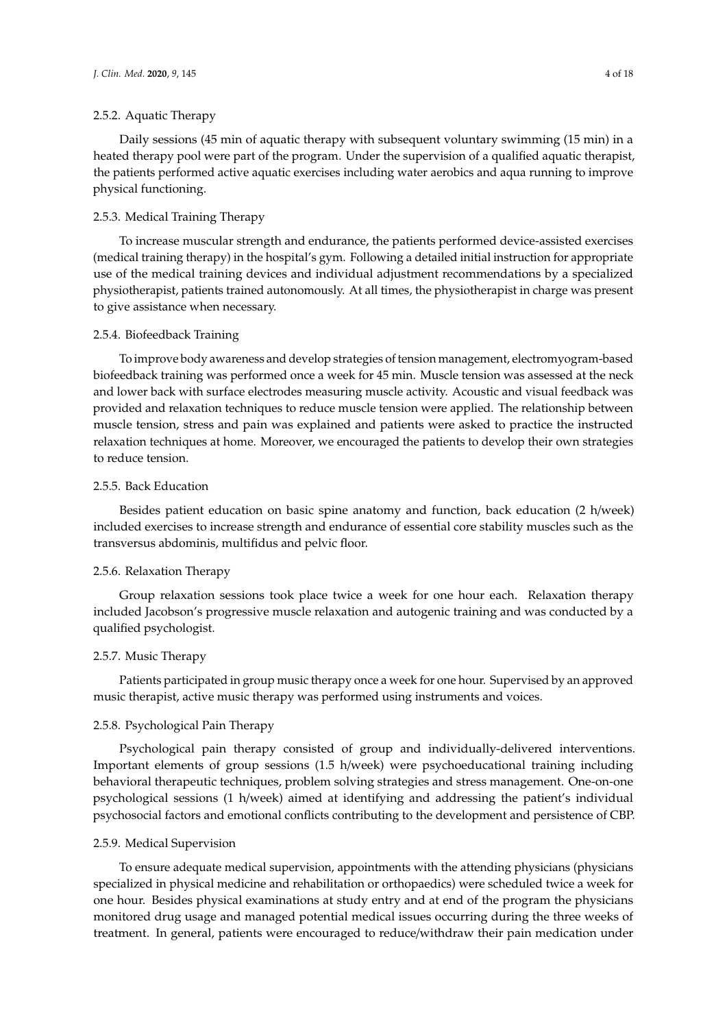#### 2.5.2. Aquatic Therapy

Daily sessions (45 min of aquatic therapy with subsequent voluntary swimming (15 min) in a heated therapy pool were part of the program. Under the supervision of a qualified aquatic therapist, the patients performed active aquatic exercises including water aerobics and aqua running to improve physical functioning.

#### 2.5.3. Medical Training Therapy

To increase muscular strength and endurance, the patients performed device-assisted exercises (medical training therapy) in the hospital's gym. Following a detailed initial instruction for appropriate use of the medical training devices and individual adjustment recommendations by a specialized physiotherapist, patients trained autonomously. At all times, the physiotherapist in charge was present to give assistance when necessary.

#### 2.5.4. Biofeedback Training

To improve body awareness and develop strategies of tension management, electromyogram-based biofeedback training was performed once a week for 45 min. Muscle tension was assessed at the neck and lower back with surface electrodes measuring muscle activity. Acoustic and visual feedback was provided and relaxation techniques to reduce muscle tension were applied. The relationship between muscle tension, stress and pain was explained and patients were asked to practice the instructed relaxation techniques at home. Moreover, we encouraged the patients to develop their own strategies to reduce tension.

#### 2.5.5. Back Education

Besides patient education on basic spine anatomy and function, back education (2 h/week) included exercises to increase strength and endurance of essential core stability muscles such as the transversus abdominis, multifidus and pelvic floor.

#### 2.5.6. Relaxation Therapy

Group relaxation sessions took place twice a week for one hour each. Relaxation therapy included Jacobson's progressive muscle relaxation and autogenic training and was conducted by a qualified psychologist.

#### 2.5.7. Music Therapy

Patients participated in group music therapy once a week for one hour. Supervised by an approved music therapist, active music therapy was performed using instruments and voices.

#### 2.5.8. Psychological Pain Therapy

Psychological pain therapy consisted of group and individually-delivered interventions. Important elements of group sessions (1.5 h/week) were psychoeducational training including behavioral therapeutic techniques, problem solving strategies and stress management. One-on-one psychological sessions (1 h/week) aimed at identifying and addressing the patient's individual psychosocial factors and emotional conflicts contributing to the development and persistence of CBP.

#### 2.5.9. Medical Supervision

To ensure adequate medical supervision, appointments with the attending physicians (physicians specialized in physical medicine and rehabilitation or orthopaedics) were scheduled twice a week for one hour. Besides physical examinations at study entry and at end of the program the physicians monitored drug usage and managed potential medical issues occurring during the three weeks of treatment. In general, patients were encouraged to reduce/withdraw their pain medication under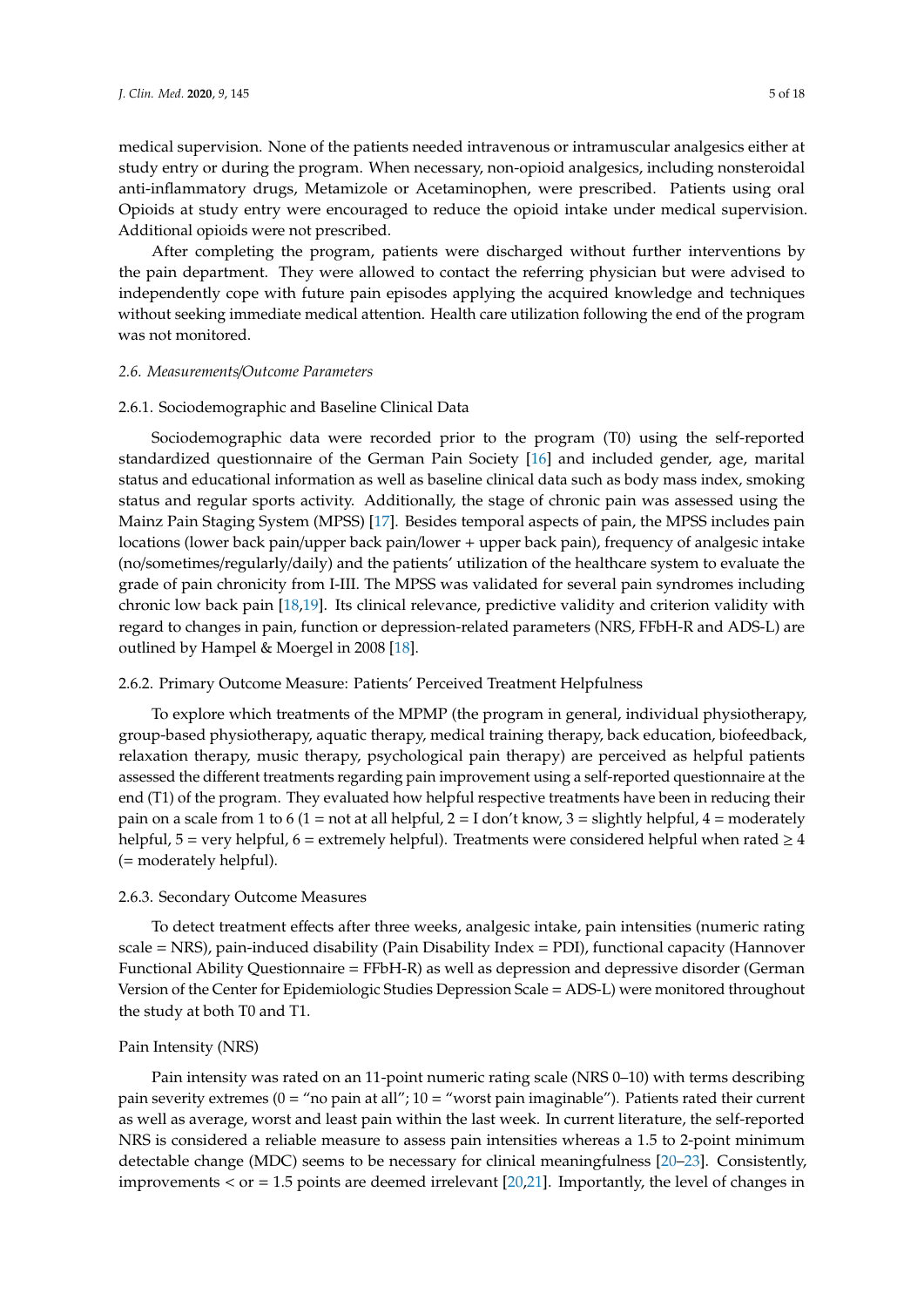medical supervision. None of the patients needed intravenous or intramuscular analgesics either at study entry or during the program. When necessary, non-opioid analgesics, including nonsteroidal anti-inflammatory drugs, Metamizole or Acetaminophen, were prescribed. Patients using oral Opioids at study entry were encouraged to reduce the opioid intake under medical supervision. Additional opioids were not prescribed.

After completing the program, patients were discharged without further interventions by the pain department. They were allowed to contact the referring physician but were advised to independently cope with future pain episodes applying the acquired knowledge and techniques without seeking immediate medical attention. Health care utilization following the end of the program was not monitored.

### *2.6. Measurements/Outcome Parameters*

#### 2.6.1. Sociodemographic and Baseline Clinical Data

Sociodemographic data were recorded prior to the program (T0) using the self-reported standardized questionnaire of the German Pain Society [16] and included gender, age, marital status and educational information as well as baseline clinical data such as body mass index, smoking status and regular sports activity. Additionally, the stage of chronic pain was assessed using the Mainz Pain Staging System (MPSS) [17]. Besides temporal aspects of pain, the MPSS includes pain locations (lower back pain/upper back pain/lower + upper back pain), frequency of analgesic intake (no/sometimes/regularly/daily) and the patients' utilization of the healthcare system to evaluate the grade of pain chronicity from I-III. The MPSS was validated for several pain syndromes including chronic low back pain [18,19]. Its clinical relevance, predictive validity and criterion validity with regard to changes in pain, function or depression-related parameters (NRS, FFbH-R and ADS-L) are outlined by Hampel & Moergel in 2008 [18].

#### 2.6.2. Primary Outcome Measure: Patients' Perceived Treatment Helpfulness

To explore which treatments of the MPMP (the program in general, individual physiotherapy, group-based physiotherapy, aquatic therapy, medical training therapy, back education, biofeedback, relaxation therapy, music therapy, psychological pain therapy) are perceived as helpful patients assessed the different treatments regarding pain improvement using a self-reported questionnaire at the end (T1) of the program. They evaluated how helpful respective treatments have been in reducing their pain on a scale from 1 to 6 (1 = not at all helpful, 2 = I don't know, 3 = slightly helpful, 4 = moderately helpful, 5 = very helpful, 6 = extremely helpful). Treatments were considered helpful when rated ≥ 4 (= moderately helpful).

#### 2.6.3. Secondary Outcome Measures

To detect treatment effects after three weeks, analgesic intake, pain intensities (numeric rating scale = NRS), pain-induced disability (Pain Disability Index = PDI), functional capacity (Hannover Functional Ability Questionnaire = FFbH-R) as well as depression and depressive disorder (German Version of the Center for Epidemiologic Studies Depression Scale = ADS-L) were monitored throughout the study at both T0 and T1.

Pain Intensity (NRS)

Pain intensity was rated on an 11-point numeric rating scale (NRS 0–10) with terms describing pain severity extremes (0 = "no pain at all"; 10 = "worst pain imaginable"). Patients rated their current as well as average, worst and least pain within the last week. In current literature, the self-reported NRS is considered a reliable measure to assess pain intensities whereas a 1.5 to 2-point minimum detectable change (MDC) seems to be necessary for clinical meaningfulness [20–23]. Consistently, improvements < or = 1.5 points are deemed irrelevant [20,21]. Importantly, the level of changes in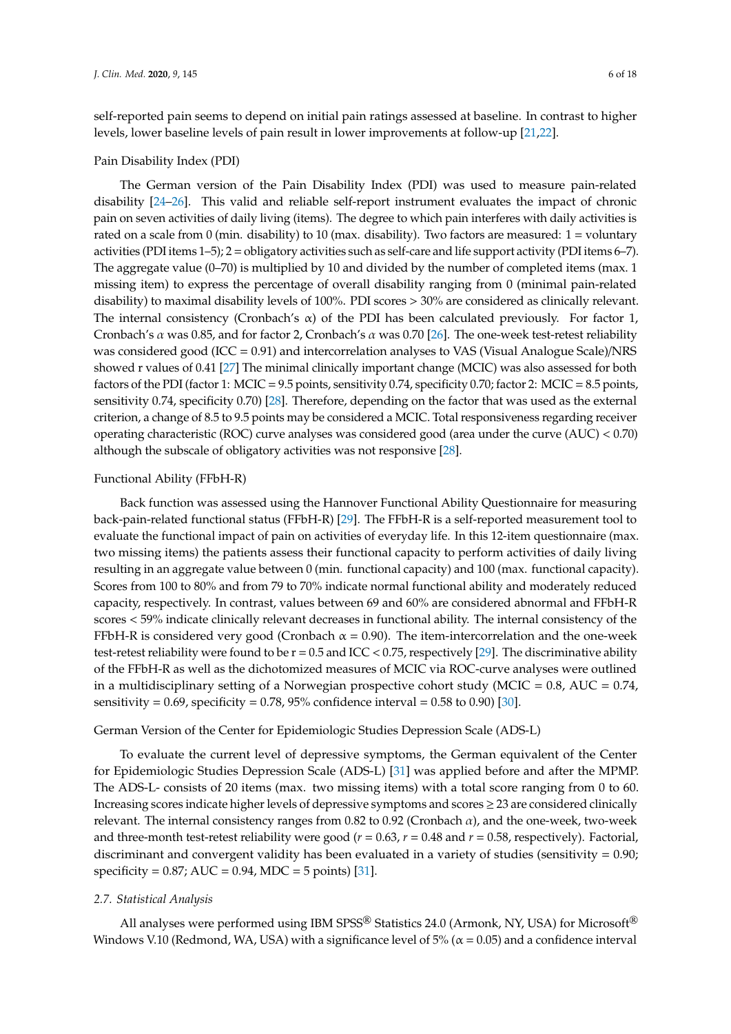self-reported pain seems to depend on initial pain ratings assessed at baseline. In contrast to higher levels, lower baseline levels of pain result in lower improvements at follow-up [21,22].

Pain Disability Index (PDI)

The German version of the Pain Disability Index (PDI) was used to measure pain-related disability [24–26]. This valid and reliable self-report instrument evaluates the impact of chronic pain on seven activities of daily living (items). The degree to which pain interferes with daily activities is rated on a scale from 0 (min. disability) to 10 (max. disability). Two factors are measured: 1 = voluntary activities (PDI items 1–5); 2 = obligatory activities such as self-care and life support activity (PDI items 6–7). The aggregate value (0–70) is multiplied by 10 and divided by the number of completed items (max. 1 missing item) to express the percentage of overall disability ranging from 0 (minimal pain-related disability) to maximal disability levels of 100%. PDI scores > 30% are considered as clinically relevant. The internal consistency (Cronbach's α) of the PDI has been calculated previously. For factor 1, Cronbach's $\alpha$ was 0.85, and for factor 2, Cronbach's $\alpha$ was 0.70 [26]. The one-week test-retest reliability was considered good (ICC = 0.91) and intercorrelation analyses to VAS (Visual Analogue Scale)/NRS showed r values of 0.41 [27] The minimal clinically important change (MCIC) was also assessed for both factors of the PDI (factor 1: MCIC = 9.5 points, sensitivity 0.74, specificity 0.70; factor 2: MCIC = 8.5 points, sensitivity 0.74, specificity 0.70) [28]. Therefore, depending on the factor that was used as the external criterion, a change of 8.5 to 9.5 points may be considered a MCIC. Total responsiveness regarding receiver operating characteristic (ROC) curve analyses was considered good (area under the curve (AUC) < 0.70) although the subscale of obligatory activities was not responsive [28].

Functional Ability (FFbH-R)

Back function was assessed using the Hannover Functional Ability Questionnaire for measuring back-pain-related functional status (FFbH-R) [29]. The FFbH-R is a self-reported measurement tool to evaluate the functional impact of pain on activities of everyday life. In this 12-item questionnaire (max. two missing items) the patients assess their functional capacity to perform activities of daily living resulting in an aggregate value between 0 (min. functional capacity) and 100 (max. functional capacity). Scores from 100 to 80% and from 79 to 70% indicate normal functional ability and moderately reduced capacity, respectively. In contrast, values between 69 and 60% are considered abnormal and FFbH-R scores < 59% indicate clinically relevant decreases in functional ability. The internal consistency of the FFbH-R is considered very good (Cronbach α = 0.90). The item-intercorrelation and the one-week test-retest reliability were found to be r = 0.5 and ICC < 0.75, respectively [29]. The discriminative ability of the FFbH-R as well as the dichotomized measures of MCIC via ROC-curve analyses were outlined in a multidisciplinary setting of a Norwegian prospective cohort study (MCIC = 0.8, AUC = 0.74, sensitivity = 0.69, specificity = 0.78, 95% confidence interval = 0.58 to 0.90) [30].

German Version of the Center for Epidemiologic Studies Depression Scale (ADS-L)

To evaluate the current level of depressive symptoms, the German equivalent of the Center for Epidemiologic Studies Depression Scale (ADS-L) [31] was applied before and after the MPMP. The ADS-L- consists of 20 items (max. two missing items) with a total score ranging from 0 to 60. Increasing scores indicate higher levels of depressive symptoms and scores ≥ 23 are considered clinically relevant. The internal consistency ranges from 0.82 to 0.92 (Cronbach $\alpha$), and the one-week, two-week and three-month test-retest reliability were good ($r = 0.63$, $r = 0.48$ and $r = 0.58$, respectively). Factorial, discriminant and convergent validity has been evaluated in a variety of studies (sensitivity = 0.90; specificity = 0.87; AUC = 0.94, MDC = 5 points) [31].

### 2.7. Statistical Analysis

All analyses were performed using IBM SPSS® Statistics 24.0 (Armonk, NY, USA) for Microsoft® Windows V.10 (Redmond, WA, USA) with a significance level of 5% (α = 0.05) and a confidence interval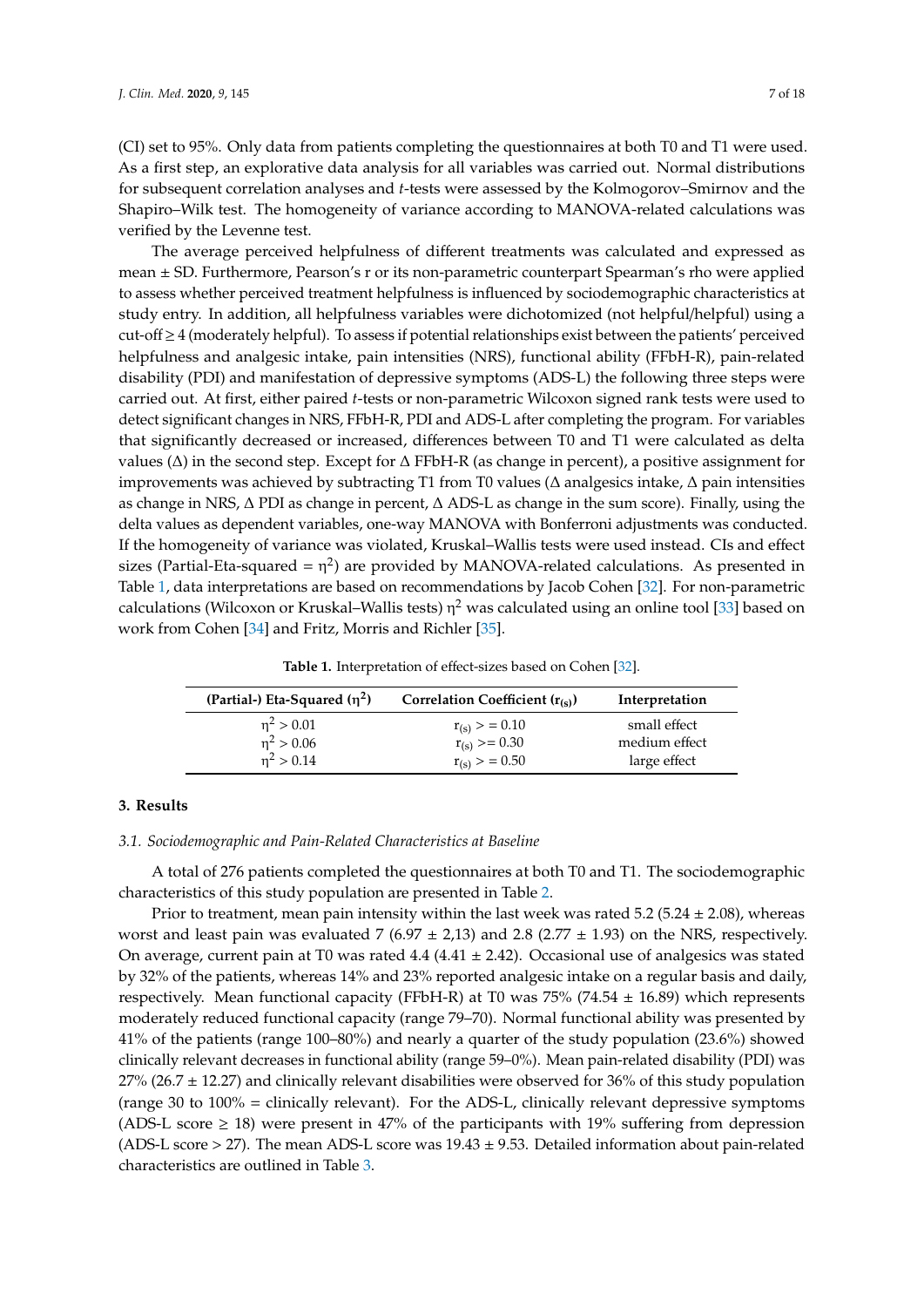(CI) set to 95%. Only data from patients completing the questionnaires at both T0 and T1 were used. As a first step, an explorative data analysis for all variables was carried out. Normal distributions for subsequent correlation analyses and *t*-tests were assessed by the Kolmogorov–Smirnov and the Shapiro–Wilk test. The homogeneity of variance according to MANOVA-related calculations was verified by the Levenne test.

The average perceived helpfulness of different treatments was calculated and expressed as mean ± SD. Furthermore, Pearson's r or its non-parametric counterpart Spearman's rho were applied to assess whether perceived treatment helpfulness is influenced by sociodemographic characteristics at study entry. In addition, all helpfulness variables were dichotomized (not helpful/helpful) using a cut-off ≥ 4 (moderately helpful). To assess if potential relationships exist between the patients' perceived helpfulness and analgesic intake, pain intensities (NRS), functional ability (FFbH-R), pain-related disability (PDI) and manifestation of depressive symptoms (ADS-L) the following three steps were carried out. At first, either paired *t*-tests or non-parametric Wilcoxon signed rank tests were used to detect significant changes in NRS, FFbH-R, PDI and ADS-L after completing the program. For variables that significantly decreased or increased, differences between T0 and T1 were calculated as delta values (Δ) in the second step. Except for Δ FFbH-R (as change in percent), a positive assignment for improvements was achieved by subtracting T1 from T0 values (Δ analgesics intake, Δ pain intensities as change in NRS, Δ PDI as change in percent, Δ ADS-L as change in the sum score). Finally, using the delta values as dependent variables, one-way MANOVA with Bonferroni adjustments was conducted. If the homogeneity of variance was violated, Kruskal–Wallis tests were used instead. CIs and effect sizes (Partial-Eta-squared = $\eta^2$) are provided by MANOVA-related calculations. As presented in Table 1, data interpretations are based on recommendations by Jacob Cohen [32]. For non-parametric calculations (Wilcoxon or Kruskal–Wallis tests) $\eta^2$ was calculated using an online tool [33] based on work from Cohen [34] and Fritz, Morris and Richler [35].

**Table 1.** Interpretation of effect-sizes based on Cohen [32].

| (Partial-) Eta-Squared ($\eta^2$) | Correlation Coefficient ($r_{(s)}$) | Interpretation |
|---|---|---|
| $\eta^2 > 0.01$ | $r_{(s)} >= 0.10$ | small effect |
| $\eta^2 > 0.06$ | $r_{(s)} >= 0.30$ | medium effect |
| $\eta^2 > 0.14$ | $r_{(s)} >= 0.50$ | large effect |

## 3. Results

### *3.1. Sociodemographic and Pain-Related Characteristics at Baseline*

A total of 276 patients completed the questionnaires at both T0 and T1. The sociodemographic characteristics of this study population are presented in Table 2.

Prior to treatment, mean pain intensity within the last week was rated 5.2 (5.24 ± 2.08), whereas worst and least pain was evaluated 7 (6.97 ± 2,13) and 2.8 (2.77 ± 1.93) on the NRS, respectively. On average, current pain at T0 was rated 4.4 (4.41 ± 2.42). Occasional use of analgesics was stated by 32% of the patients, whereas 14% and 23% reported analgesic intake on a regular basis and daily, respectively. Mean functional capacity (FFbH-R) at T0 was 75% (74.54 ± 16.89) which represents moderately reduced functional capacity (range 79–70). Normal functional ability was presented by 41% of the patients (range 100–80%) and nearly a quarter of the study population (23.6%) showed clinically relevant decreases in functional ability (range 59–0%). Mean pain-related disability (PDI) was 27% (26.7 ± 12.27) and clinically relevant disabilities were observed for 36% of this study population (range 30 to 100% = clinically relevant). For the ADS-L, clinically relevant depressive symptoms (ADS-L score ≥ 18) were present in 47% of the participants with 19% suffering from depression (ADS-L score > 27). The mean ADS-L score was 19.43 ± 9.53. Detailed information about pain-related characteristics are outlined in Table 3.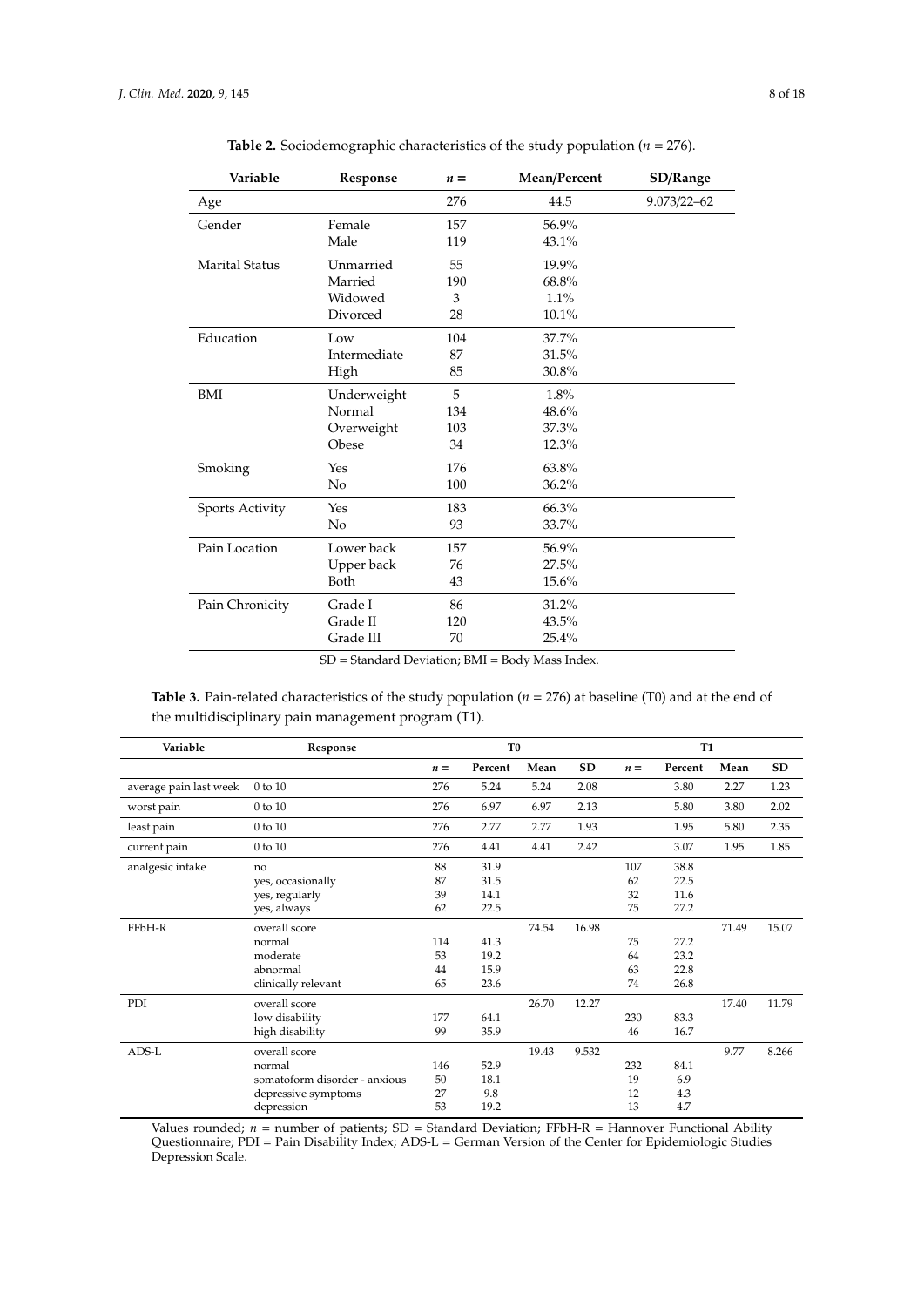**Table 2.** Sociodemographic characteristics of the study population (*n* = 276).

| Variable | Response | *n* = | Mean/Percent | SD/Range |
|---|---|---|---|---|
| Age | | 276 | 44.5 | 9.073/22–62 |
| Gender | Female | 157 | 56.9% | |
| | Male | 119 | 43.1% | |
| Marital Status | Unmarried | 55 | 19.9% | |
| | Married | 190 | 68.8% | |
| | Widowed | 3 | 1.1% | |
| | Divorced | 28 | 10.1% | |
| Education | Low | 104 | 37.7% | |
| | Intermediate | 87 | 31.5% | |
| | High | 85 | 30.8% | |
| BMI | Underweight | 5 | 1.8% | |
| | Normal | 134 | 48.6% | |
| | Overweight | 103 | 37.3% | |
| | Obese | 34 | 12.3% | |
| Smoking | Yes | 176 | 63.8% | |
| | No | 100 | 36.2% | |
| Sports Activity | Yes | 183 | 66.3% | |
| | No | 93 | 33.7% | |
| Pain Location | Lower back | 157 | 56.9% | |
| | Upper back | 76 | 27.5% | |
| | Both | 43 | 15.6% | |
| Pain Chronicity | Grade I | 86 | 31.2% | |
| | Grade II | 120 | 43.5% | |
| | Grade III | 70 | 25.4% | |

SD = Standard Deviation; BMI = Body Mass Index.

**Table 3.** Pain-related characteristics of the study population (*n* = 276) at baseline (T0) and at the end of the multidisciplinary pain management program (T1).

| Variable | Response | T0 | | | | T1 | | | |
|---|---|---|---|---|---|---|---|---|---|
| | | *n* = | Percent | Mean | SD | *n* = | Percent | Mean | SD |
| average pain last week | 0 to 10 | 276 | 5.24 | 5.24 | 2.08 | | 3.80 | 2.27 | 1.23 |
| worst pain | 0 to 10 | 276 | 6.97 | 6.97 | 2.13 | | 5.80 | 3.80 | 2.02 |
| least pain | 0 to 10 | 276 | 2.77 | 2.77 | 1.93 | | 1.95 | 5.80 | 2.35 |
| current pain | 0 to 10 | 276 | 4.41 | 4.41 | 2.42 | | 3.07 | 1.95 | 1.85 |
| analgesic intake | no | 88 | 31.9 | | | 107 | 38.8 | | |
| | yes, occasionally | 87 | 31.5 | | | 62 | 22.5 | | |
| | yes, regularly | 39 | 14.1 | | | 32 | 11.6 | | |
| | yes, always | 62 | 22.5 | | | 75 | 27.2 | | |
| FFbH-R | overall score | | | 74.54 | 16.98 | | | 71.49 | 15.07 |
| | normal | 114 | 41.3 | | | 75 | 27.2 | | |
| | moderate | 53 | 19.2 | | | 64 | 23.2 | | |
| | abnormal | 44 | 15.9 | | | 63 | 22.8 | | |
| | clinically relevant | 65 | 23.6 | | | 74 | 26.8 | | |
| PDI | overall score | | | 26.70 | 12.27 | | | 17.40 | 11.79 |
| | low disability | 177 | 64.1 | | | 230 | 83.3 | | |
| | high disability | 99 | 35.9 | | | 46 | 16.7 | | |
| ADS-L | overall score | | | 19.43 | 9.532 | | | 9.77 | 8.266 |
| | normal | 146 | 52.9 | | | 232 | 84.1 | | |
| | somatoform disorder - anxious | 50 | 18.1 | | | 19 | 6.9 | | |
| | depressive symptoms | 27 | 9.8 | | | 12 | 4.3 | | |
| | depression | 53 | 19.2 | | | 13 | 4.7 | | |

Values rounded; *n* = number of patients; SD = Standard Deviation; FFbH-R = Hannover Functional Ability Questionnaire; PDI = Pain Disability Index; ADS-L = German Version of the Center for Epidemiologic Studies Depression Scale.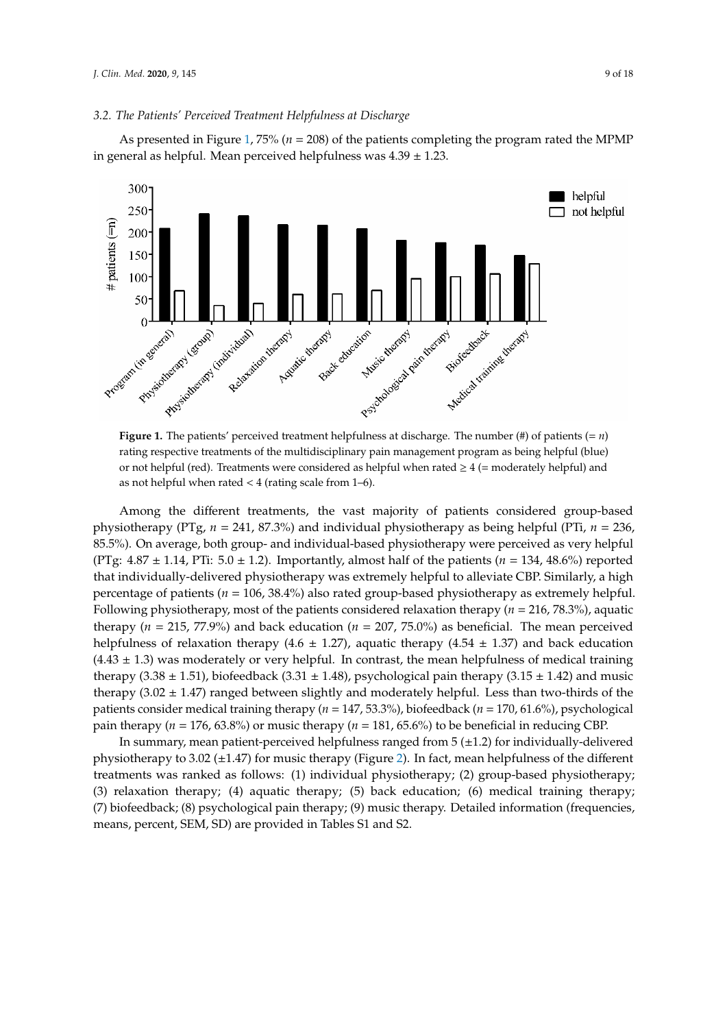### 3.2. The Patients' Perceived Treatment Helpfulness at Discharge

As presented in Figure 1, 75% ($n$ = 208) of the patients completing the program rated the MPMP in general as helpful. Mean perceived helpfulness was 4.39 ± 1.23.

**Figure 1.** The patients' perceived treatment helpfulness at discharge. The number (#) of patients (= $n$) rating respective treatments of the multidisciplinary pain management program as being helpful (blue) or not helpful (red). Treatments were considered as helpful when rated ≥ 4 (= moderately helpful) and as not helpful when rated < 4 (rating scale from 1–6).

Among the different treatments, the vast majority of patients considered group-based physiotherapy (PTg, $n$ = 241, 87.3%) and individual physiotherapy as being helpful (PTi, $n$ = 236, 85.5%). On average, both group- and individual-based physiotherapy were perceived as very helpful (PTg: 4.87 ± 1.14, PTi: 5.0 ± 1.2). Importantly, almost half of the patients ($n$ = 134, 48.6%) reported that individually-delivered physiotherapy was extremely helpful to alleviate CBP. Similarly, a high percentage of patients ($n$ = 106, 38.4%) also rated group-based physiotherapy as extremely helpful. Following physiotherapy, most of the patients considered relaxation therapy ($n$ = 216, 78.3%), aquatic therapy ($n$ = 215, 77.9%) and back education ($n$ = 207, 75.0%) as beneficial. The mean perceived helpfulness of relaxation therapy (4.6 ± 1.27), aquatic therapy (4.54 ± 1.37) and back education (4.43 ± 1.3) was moderately or very helpful. In contrast, the mean helpfulness of medical training therapy (3.38 ± 1.51), biofeedback (3.31 ± 1.48), psychological pain therapy (3.15 ± 1.42) and music therapy (3.02 ± 1.47) ranged between slightly and moderately helpful. Less than two-thirds of the patients consider medical training therapy ($n$ = 147, 53.3%), biofeedback ($n$ = 170, 61.6%), psychological pain therapy ($n$ = 176, 63.8%) or music therapy ($n$ = 181, 65.6%) to be beneficial in reducing CBP.

In summary, mean patient-perceived helpfulness ranged from 5 (±1.2) for individually-delivered physiotherapy to 3.02 (±1.47) for music therapy (Figure 2). In fact, mean helpfulness of the different treatments was ranked as follows: (1) individual physiotherapy; (2) group-based physiotherapy; (3) relaxation therapy; (4) aquatic therapy; (5) back education; (6) medical training therapy; (7) biofeedback; (8) psychological pain therapy; (9) music therapy. Detailed information (frequencies, means, percent, SEM, SD) are provided in Tables S1 and S2.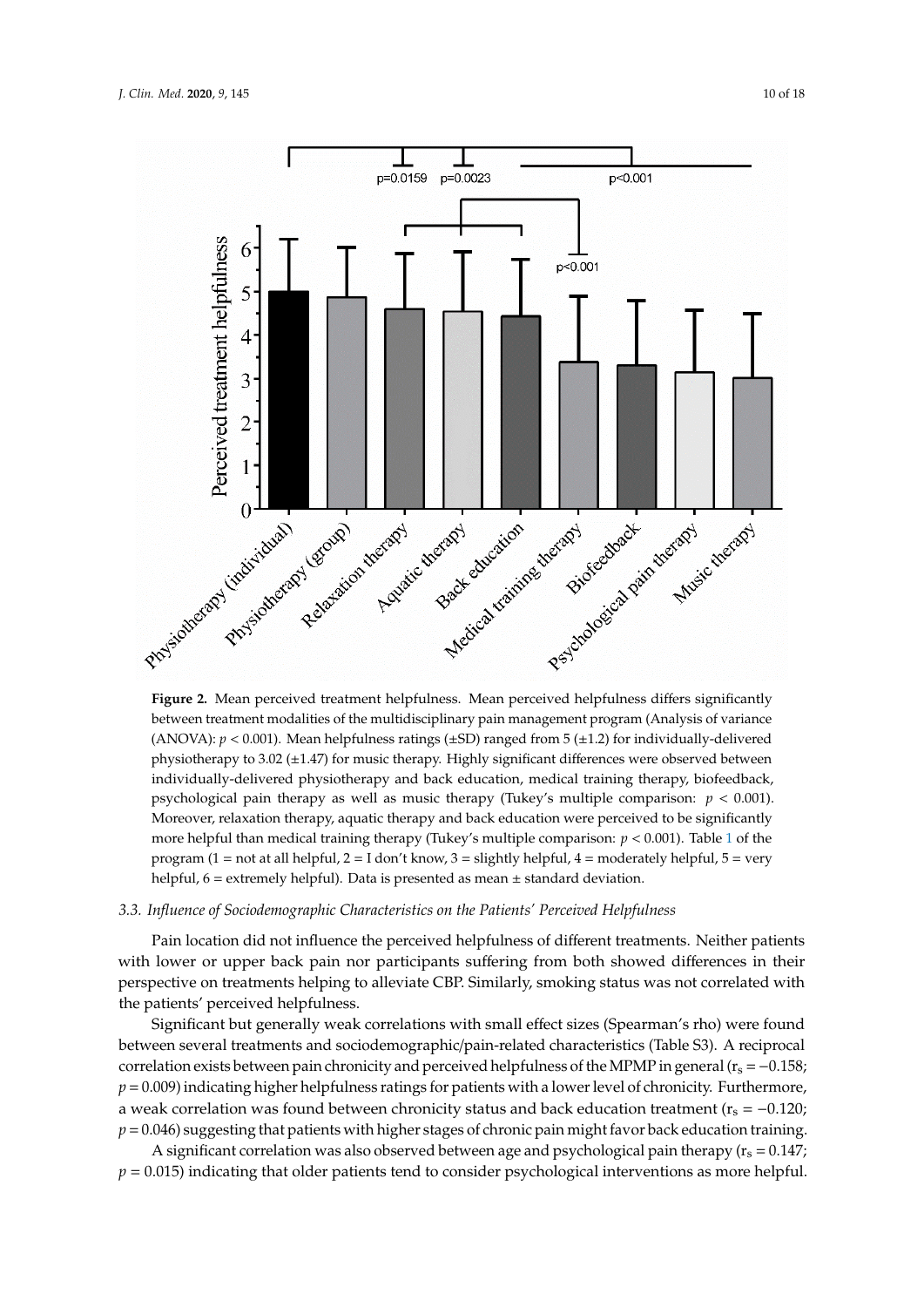**Figure 2.** Mean perceived treatment helpfulness. Mean perceived helpfulness differs significantly between treatment modalities of the multidisciplinary pain management program (Analysis of variance (ANOVA): $p < 0.001$). Mean helpfulness ratings (±SD) ranged from 5 (±1.2) for individually-delivered physiotherapy to 3.02 (±1.47) for music therapy. Highly significant differences were observed between individually-delivered physiotherapy and back education, medical training therapy, biofeedback, psychological pain therapy as well as music therapy (Tukey's multiple comparison: $p < 0.001$). Moreover, relaxation therapy, aquatic therapy and back education were perceived to be significantly more helpful than medical training therapy (Tukey's multiple comparison: $p < 0.001$). Table 1 of the program (1 = not at all helpful, 2 = I don't know, 3 = slightly helpful, 4 = moderately helpful, 5 = very helpful, 6 = extremely helpful). Data is presented as mean ± standard deviation.

### 3.3. Influence of Sociodemographic Characteristics on the Patients' Perceived Helpfulness

Pain location did not influence the perceived helpfulness of different treatments. Neither patients with lower or upper back pain nor participants suffering from both showed differences in their perspective on treatments helping to alleviate CBP. Similarly, smoking status was not correlated with the patients' perceived helpfulness.

Significant but generally weak correlations with small effect sizes (Spearman's rho) were found between several treatments and sociodemographic/pain-related characteristics (Table S3). A reciprocal correlation exists between pain chronicity and perceived helpfulness of the MPMP in general ($r_s = -0.158$; $p = 0.009$) indicating higher helpfulness ratings for patients with a lower level of chronicity. Furthermore, a weak correlation was found between chronicity status and back education treatment ($r_s = -0.120$; $p = 0.046$) suggesting that patients with higher stages of chronic pain might favor back education training.

A significant correlation was also observed between age and psychological pain therapy ($r_s = 0.147$; $p = 0.015$) indicating that older patients tend to consider psychological interventions as more helpful.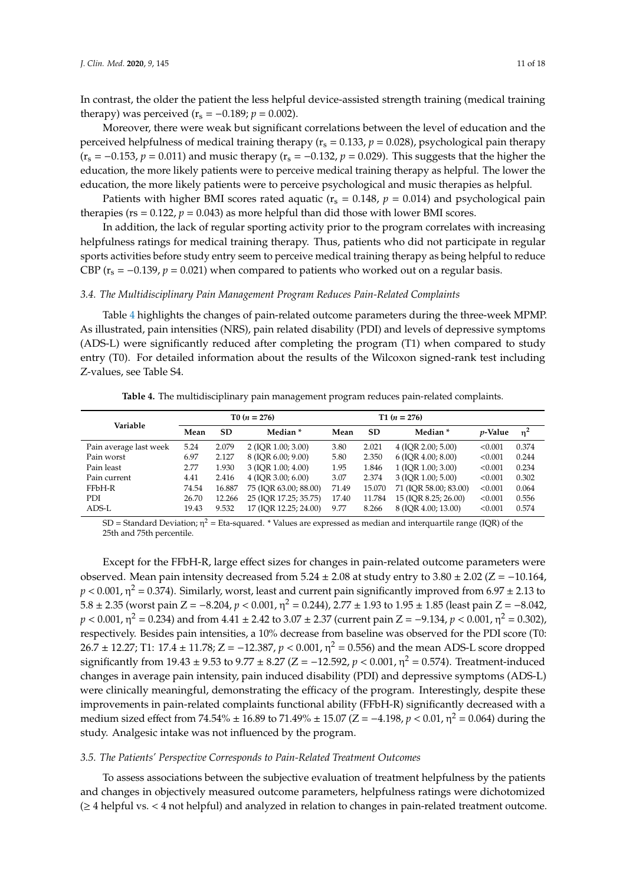In contrast, the older the patient the less helpful device-assisted strength training (medical training therapy) was perceived ($r_s = -0.189$; $p = 0.002$).

Moreover, there were weak but significant correlations between the level of education and the perceived helpfulness of medical training therapy ($r_s = 0.133$, $p = 0.028$), psychological pain therapy ($r_s = -0.153$, $p = 0.011$) and music therapy ($r_s = -0.132$, $p = 0.029$). This suggests that the higher the education, the more likely patients were to perceive medical training therapy as helpful. The lower the education, the more likely patients were to perceive psychological and music therapies as helpful.

Patients with higher BMI scores rated aquatic ($r_s = 0.148$, $p = 0.014$) and psychological pain therapies (rs = 0.122, $p = 0.043$) as more helpful than did those with lower BMI scores.

In addition, the lack of regular sporting activity prior to the program correlates with increasing helpfulness ratings for medical training therapy. Thus, patients who did not participate in regular sports activities before study entry seem to perceive medical training therapy as being helpful to reduce CBP ($r_s = -0.139$, $p = 0.021$) when compared to patients who worked out on a regular basis.

### *3.4. The Multidisciplinary Pain Management Program Reduces Pain-Related Complaints*

Table 4 highlights the changes of pain-related outcome parameters during the three-week MPMP. As illustrated, pain intensities (NRS), pain related disability (PDI) and levels of depressive symptoms (ADS-L) were significantly reduced after completing the program (T1) when compared to study entry (T0). For detailed information about the results of the Wilcoxon signed-rank test including Z-values, see Table S4.

**Table 4.** The multidisciplinary pain management program reduces pain-related complaints.

| Variable | T0 ($n = 276$) | | | T1 ($n = 276$) | | | | |
|---|---|---|---|---|---|---|---|---|
| | Mean | SD | Median * | Mean | SD | Median * | *p*-Value | $\eta^2$ |
| Pain average last week | 5.24 | 2.079 | 2 (IQR 1.00; 3.00) | 3.80 | 2.021 | 4 (IQR 2.00; 5.00) | <0.001 | 0.374 |
| Pain worst | 6.97 | 2.127 | 8 (IQR 6.00; 9.00) | 5.80 | 2.350 | 6 (IQR 4.00; 8.00) | <0.001 | 0.244 |
| Pain least | 2.77 | 1.930 | 3 (IQR 1.00; 4.00) | 1.95 | 1.846 | 1 (IQR 1.00; 3.00) | <0.001 | 0.234 |
| Pain current | 4.41 | 2.416 | 4 (IQR 3.00; 6.00) | 3.07 | 2.374 | 3 (IQR 1.00; 5.00) | <0.001 | 0.302 |
| FFbH-R | 74.54 | 16.887 | 75 (IQR 63.00; 88.00) | 71.49 | 15.070 | 71 (IQR 58.00; 83.00) | <0.001 | 0.064 |
| PDI | 26.70 | 12.266 | 25 (IQR 17.25; 35.75) | 17.40 | 11.784 | 15 (IQR 8.25; 26.00) | <0.001 | 0.556 |
| ADS-L | 19.43 | 9.532 | 17 (IQR 12.25; 24.00) | 9.77 | 8.266 | 8 (IQR 4.00; 13.00) | <0.001 | 0.574 |

SD = Standard Deviation; $\eta^2$ = Eta-squared. * Values are expressed as median and interquartile range (IQR) of the 25th and 75th percentile.

Except for the FFbH-R, large effect sizes for changes in pain-related outcome parameters were observed. Mean pain intensity decreased from 5.24 ± 2.08 at study entry to 3.80 ± 2.02 ($Z = -10.164$, $p < 0.001$, $\eta^2 = 0.374$). Similarly, worst, least and current pain significantly improved from 6.97 ± 2.13 to 5.8 ± 2.35 (worst pain $Z = -8.204$, $p < 0.001$, $\eta^2 = 0.244$), 2.77 ± 1.93 to 1.95 ± 1.85 (least pain $Z = -8.042$, $p < 0.001$, $\eta^2 = 0.234$) and from 4.41 ± 2.42 to 3.07 ± 2.37 (current pain $Z = -9.134$, $p < 0.001$, $\eta^2 = 0.302$), respectively. Besides pain intensities, a 10% decrease from baseline was observed for the PDI score (T0: 26.7 ± 12.27; T1: 17.4 ± 11.78; $Z = -12.387$, $p < 0.001$, $\eta^2 = 0.556$) and the mean ADS-L score dropped significantly from 19.43 ± 9.53 to 9.77 ± 8.27 ($Z = -12.592$, $p < 0.001$, $\eta^2 = 0.574$). Treatment-induced changes in average pain intensity, pain induced disability (PDI) and depressive symptoms (ADS-L) were clinically meaningful, demonstrating the efficacy of the program. Interestingly, despite these improvements in pain-related complaints functional ability (FFbH-R) significantly decreased with a medium sized effect from 74.54% ± 16.89 to 71.49% ± 15.07 ($Z = -4.198$, $p < 0.01$, $\eta^2 = 0.064$) during the study. Analgesic intake was not influenced by the program.

### *3.5. The Patients' Perspective Corresponds to Pain-Related Treatment Outcomes*

To assess associations between the subjective evaluation of treatment helpfulness by the patients and changes in objectively measured outcome parameters, helpfulness ratings were dichotomized (≥ 4 helpful vs. < 4 not helpful) and analyzed in relation to changes in pain-related treatment outcome.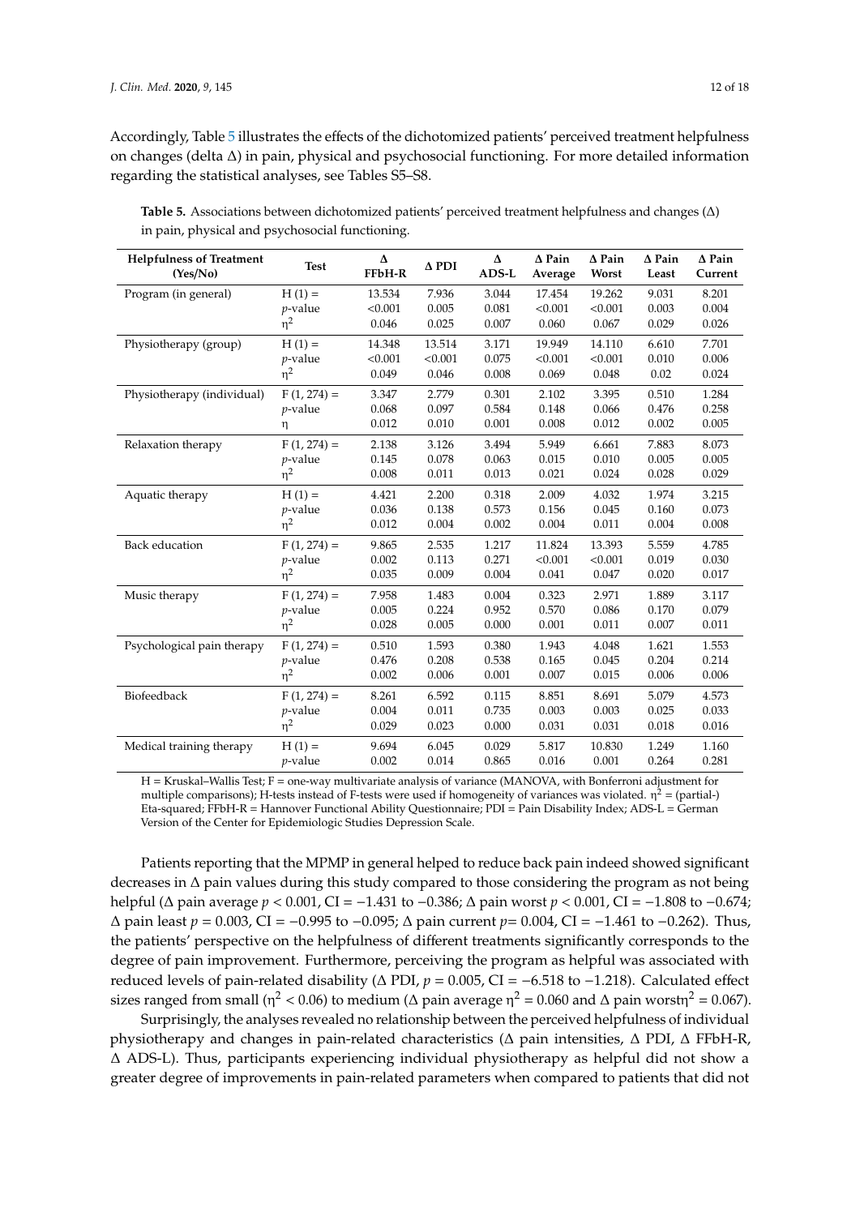Accordingly, Table 5 illustrates the effects of the dichotomized patients' perceived treatment helpfulness on changes (delta Δ) in pain, physical and psychosocial functioning. For more detailed information regarding the statistical analyses, see Tables S5–S8.

**Table 5.** Associations between dichotomized patients' perceived treatment helpfulness and changes (Δ) in pain, physical and psychosocial functioning.

| Helpfulness of Treatment (Yes/No) | Test | Δ FFbH-R | Δ PDI | Δ ADS-L | Δ Pain Average | Δ Pain Worst | Δ Pain Least | Δ Pain Current |
|---|---|---|---|---|---|---|---|---|
| Program (in general) | H (1) = | 13.534 | 7.936 | 3.044 | 17.454 | 19.262 | 9.031 | 8.201 |
| | *p*-value | <0.001 | 0.005 | 0.081 | <0.001 | <0.001 | 0.003 | 0.004 |
| | $\eta^2$ | 0.046 | 0.025 | 0.007 | 0.060 | 0.067 | 0.029 | 0.026 |
| Physiotherapy (group) | H (1) = | 14.348 | 13.514 | 3.171 | 19.949 | 14.110 | 6.610 | 7.701 |
| | *p*-value | <0.001 | <0.001 | 0.075 | <0.001 | <0.001 | 0.010 | 0.006 |
| | $\eta^2$ | 0.049 | 0.046 | 0.008 | 0.069 | 0.048 | 0.02 | 0.024 |
| Physiotherapy (individual) | F (1, 274) = | 3.347 | 2.779 | 0.301 | 2.102 | 3.395 | 0.510 | 1.284 |
| | *p*-value | 0.068 | 0.097 | 0.584 | 0.148 | 0.066 | 0.476 | 0.258 |
| | $\eta$ | 0.012 | 0.010 | 0.001 | 0.008 | 0.012 | 0.002 | 0.005 |
| Relaxation therapy | F (1, 274) = | 2.138 | 3.126 | 3.494 | 5.949 | 6.661 | 7.883 | 8.073 |
| | *p*-value | 0.145 | 0.078 | 0.063 | 0.015 | 0.010 | 0.005 | 0.005 |
| | $\eta^2$ | 0.008 | 0.011 | 0.013 | 0.021 | 0.024 | 0.028 | 0.029 |
| Aquatic therapy | H (1) = | 4.421 | 2.200 | 0.318 | 2.009 | 4.032 | 1.974 | 3.215 |
| | *p*-value | 0.036 | 0.138 | 0.573 | 0.156 | 0.045 | 0.160 | 0.073 |
| | $\eta^2$ | 0.012 | 0.004 | 0.002 | 0.004 | 0.011 | 0.004 | 0.008 |
| Back education | F (1, 274) = | 9.865 | 2.535 | 1.217 | 11.824 | 13.393 | 5.559 | 4.785 |
| | *p*-value | 0.002 | 0.113 | 0.271 | <0.001 | <0.001 | 0.019 | 0.030 |
| | $\eta^2$ | 0.035 | 0.009 | 0.004 | 0.041 | 0.047 | 0.020 | 0.017 |
| Music therapy | F (1, 274) = | 7.958 | 1.483 | 0.004 | 0.323 | 2.971 | 1.889 | 3.117 |
| | *p*-value | 0.005 | 0.224 | 0.952 | 0.570 | 0.086 | 0.170 | 0.079 |
| | $\eta^2$ | 0.028 | 0.005 | 0.000 | 0.001 | 0.011 | 0.007 | 0.011 |
| Psychological pain therapy | F (1, 274) = | 0.510 | 1.593 | 0.380 | 1.943 | 4.048 | 1.621 | 1.553 |
| | *p*-value | 0.476 | 0.208 | 0.538 | 0.165 | 0.045 | 0.204 | 0.214 |
| | $\eta^2$ | 0.002 | 0.006 | 0.001 | 0.007 | 0.015 | 0.006 | 0.006 |
| Biofeedback | F (1, 274) = | 8.261 | 6.592 | 0.115 | 8.851 | 8.691 | 5.079 | 4.573 |
| | *p*-value | 0.004 | 0.011 | 0.735 | 0.003 | 0.003 | 0.025 | 0.033 |
| | $\eta^2$ | 0.029 | 0.023 | 0.000 | 0.031 | 0.031 | 0.018 | 0.016 |
| Medical training therapy | H (1) = | 9.694 | 6.045 | 0.029 | 5.817 | 10.830 | 1.249 | 1.160 |
| | *p*-value | 0.002 | 0.014 | 0.865 | 0.016 | 0.001 | 0.264 | 0.281 |

H = Kruskal–Wallis Test; F = one-way multivariate analysis of variance (MANOVA, with Bonferroni adjustment for multiple comparisons); H-tests instead of F-tests were used if homogeneity of variances was violated. $\eta^2$ = (partial-) Eta-squared; FFbH-R = Hannover Functional Ability Questionnaire; PDI = Pain Disability Index; ADS-L = German Version of the Center for Epidemiologic Studies Depression Scale.

Patients reporting that the MPMP in general helped to reduce back pain indeed showed significant decreases in Δ pain values during this study compared to those considering the program as not being helpful (Δ pain average $p < 0.001$, CI = −1.431 to −0.386; Δ pain worst $p < 0.001$, CI = −1.808 to −0.674; Δ pain least $p = 0.003$, CI = −0.995 to −0.095; Δ pain current $p = 0.004$, CI = −1.461 to −0.262). Thus, the patients' perspective on the helpfulness of different treatments significantly corresponds to the degree of pain improvement. Furthermore, perceiving the program as helpful was associated with reduced levels of pain-related disability (Δ PDI, $p = 0.005$, CI = −6.518 to −1.218). Calculated effect sizes ranged from small ($\eta^2 < 0.06$) to medium (Δ pain average $\eta^2 = 0.060$ and Δ pain worst$\eta^2 = 0.067$).

Surprisingly, the analyses revealed no relationship between the perceived helpfulness of individual physiotherapy and changes in pain-related characteristics (Δ pain intensities, Δ PDI, Δ FFbH-R, Δ ADS-L). Thus, participants experiencing individual physiotherapy as helpful did not show a greater degree of improvements in pain-related parameters when compared to patients that did not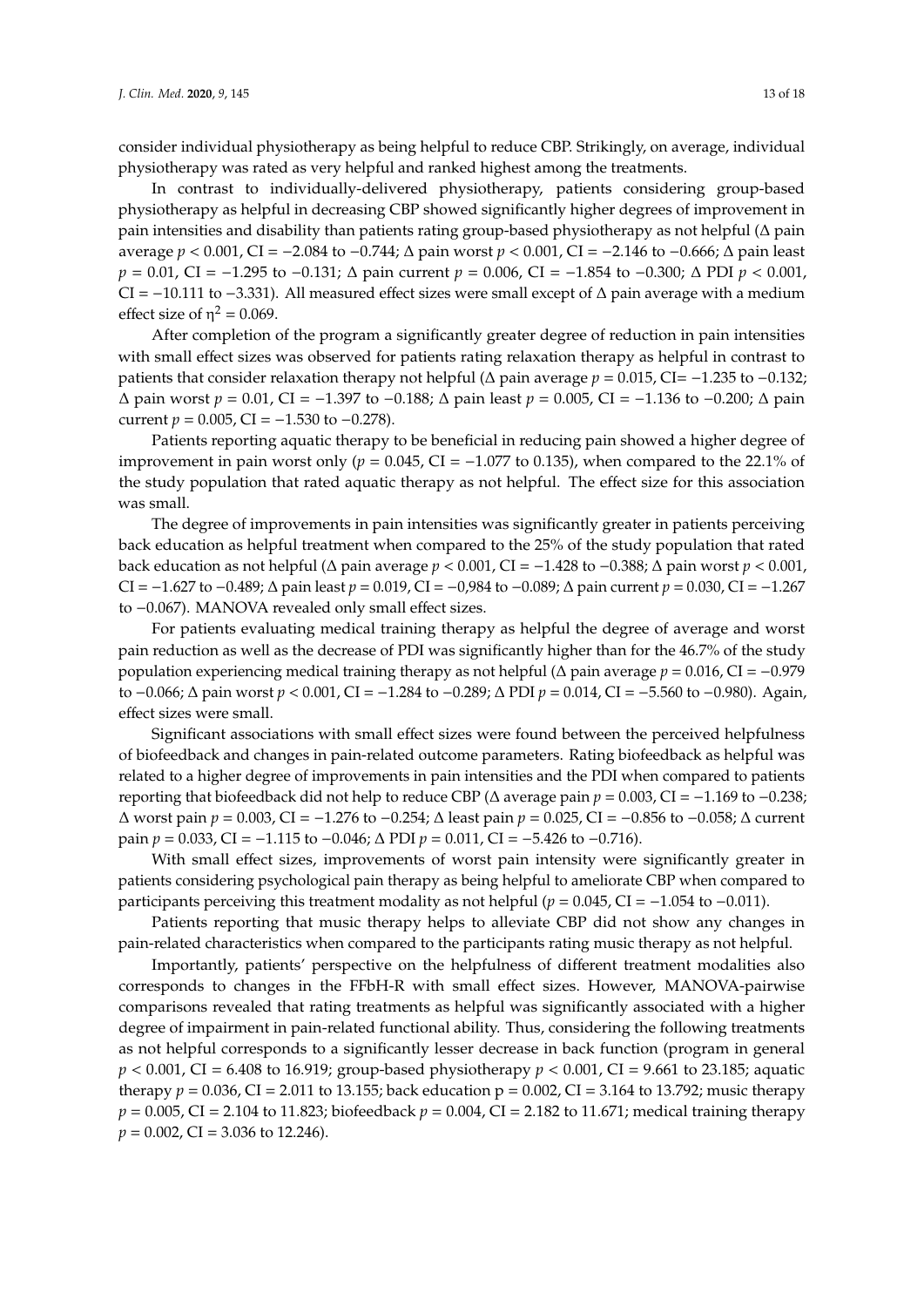consider individual physiotherapy as being helpful to reduce CBP. Strikingly, on average, individual physiotherapy was rated as very helpful and ranked highest among the treatments.

In contrast to individually-delivered physiotherapy, patients considering group-based physiotherapy as helpful in decreasing CBP showed significantly higher degrees of improvement in pain intensities and disability than patients rating group-based physiotherapy as not helpful (Δ pain average $p < 0.001$, CI = −2.084 to −0.744; Δ pain worst $p < 0.001$, CI = −2.146 to −0.666; Δ pain least $p = 0.01$, CI = −1.295 to −0.131; Δ pain current $p = 0.006$, CI = −1.854 to −0.300; Δ PDI $p < 0.001$, CI = −10.111 to −3.331). All measured effect sizes were small except of Δ pain average with a medium effect size of $\eta^2 = 0.069$.

After completion of the program a significantly greater degree of reduction in pain intensities with small effect sizes was observed for patients rating relaxation therapy as helpful in contrast to patients that consider relaxation therapy not helpful (Δ pain average $p = 0.015$, CI= −1.235 to −0.132; Δ pain worst $p = 0.01$, CI = −1.397 to −0.188; Δ pain least $p = 0.005$, CI = −1.136 to −0.200; Δ pain current $p = 0.005$, CI = −1.530 to −0.278).

Patients reporting aquatic therapy to be beneficial in reducing pain showed a higher degree of improvement in pain worst only ($p = 0.045$, CI = −1.077 to 0.135), when compared to the 22.1% of the study population that rated aquatic therapy as not helpful. The effect size for this association was small.

The degree of improvements in pain intensities was significantly greater in patients perceiving back education as helpful treatment when compared to the 25% of the study population that rated back education as not helpful (Δ pain average $p < 0.001$, CI = −1.428 to −0.388; Δ pain worst $p < 0.001$, CI = −1.627 to −0.489; Δ pain least $p = 0.019$, CI = −0,984 to −0.089; Δ pain current $p = 0.030$, CI = −1.267 to −0.067). MANOVA revealed only small effect sizes.

For patients evaluating medical training therapy as helpful the degree of average and worst pain reduction as well as the decrease of PDI was significantly higher than for the 46.7% of the study population experiencing medical training therapy as not helpful (Δ pain average $p = 0.016$, CI = −0.979 to −0.066; Δ pain worst $p < 0.001$, CI = −1.284 to −0.289; Δ PDI $p = 0.014$, CI = −5.560 to −0.980). Again, effect sizes were small.

Significant associations with small effect sizes were found between the perceived helpfulness of biofeedback and changes in pain-related outcome parameters. Rating biofeedback as helpful was related to a higher degree of improvements in pain intensities and the PDI when compared to patients reporting that biofeedback did not help to reduce CBP (Δ average pain $p = 0.003$, CI = −1.169 to −0.238; Δ worst pain $p = 0.003$, CI = −1.276 to −0.254; Δ least pain $p = 0.025$, CI = −0.856 to −0.058; Δ current pain $p = 0.033$, CI = −1.115 to −0.046; Δ PDI $p = 0.011$, CI = −5.426 to −0.716).

With small effect sizes, improvements of worst pain intensity were significantly greater in patients considering psychological pain therapy as being helpful to ameliorate CBP when compared to participants perceiving this treatment modality as not helpful ($p = 0.045$, CI = −1.054 to −0.011).

Patients reporting that music therapy helps to alleviate CBP did not show any changes in pain-related characteristics when compared to the participants rating music therapy as not helpful.

Importantly, patients' perspective on the helpfulness of different treatment modalities also corresponds to changes in the FFbH-R with small effect sizes. However, MANOVA-pairwise comparisons revealed that rating treatments as helpful was significantly associated with a higher degree of impairment in pain-related functional ability. Thus, considering the following treatments as not helpful corresponds to a significantly lesser decrease in back function (program in general $p < 0.001$, CI = 6.408 to 16.919; group-based physiotherapy $p < 0.001$, CI = 9.661 to 23.185; aquatic therapy $p = 0.036$, CI = 2.011 to 13.155; back education $p = 0.002$, CI = 3.164 to 13.792; music therapy $p = 0.005$, CI = 2.104 to 11.823; biofeedback $p = 0.004$, CI = 2.182 to 11.671; medical training therapy $p = 0.002$, CI = 3.036 to 12.246).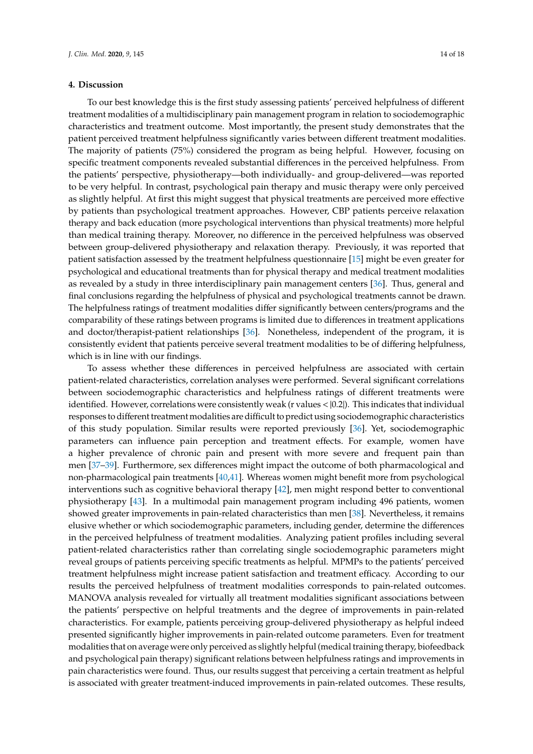## 4. Discussion

To our best knowledge this is the first study assessing patients' perceived helpfulness of different treatment modalities of a multidisciplinary pain management program in relation to sociodemographic characteristics and treatment outcome. Most importantly, the present study demonstrates that the patient perceived treatment helpfulness significantly varies between different treatment modalities. The majority of patients (75%) considered the program as being helpful. However, focusing on specific treatment components revealed substantial differences in the perceived helpfulness. From the patients' perspective, physiotherapy—both individually- and group-delivered—was reported to be very helpful. In contrast, psychological pain therapy and music therapy were only perceived as slightly helpful. At first this might suggest that physical treatments are perceived more effective by patients than psychological treatment approaches. However, CBP patients perceive relaxation therapy and back education (more psychological interventions than physical treatments) more helpful than medical training therapy. Moreover, no difference in the perceived helpfulness was observed between group-delivered physiotherapy and relaxation therapy. Previously, it was reported that patient satisfaction assessed by the treatment helpfulness questionnaire [15] might be even greater for psychological and educational treatments than for physical therapy and medical treatment modalities as revealed by a study in three interdisciplinary pain management centers [36]. Thus, general and final conclusions regarding the helpfulness of physical and psychological treatments cannot be drawn. The helpfulness ratings of treatment modalities differ significantly between centers/programs and the comparability of these ratings between programs is limited due to differences in treatment applications and doctor/therapist-patient relationships [36]. Nonetheless, independent of the program, it is consistently evident that patients perceive several treatment modalities to be of differing helpfulness, which is in line with our findings.

To assess whether these differences in perceived helpfulness are associated with certain patient-related characteristics, correlation analyses were performed. Several significant correlations between sociodemographic characteristics and helpfulness ratings of different treatments were identified. However, correlations were consistently weak (r values < |0.2|). This indicates that individual responses to different treatment modalities are difficult to predict using sociodemographic characteristics of this study population. Similar results were reported previously [36]. Yet, sociodemographic parameters can influence pain perception and treatment effects. For example, women have a higher prevalence of chronic pain and present with more severe and frequent pain than men [37–39]. Furthermore, sex differences might impact the outcome of both pharmacological and non-pharmacological pain treatments [40,41]. Whereas women might benefit more from psychological interventions such as cognitive behavioral therapy [42], men might respond better to conventional physiotherapy [43]. In a multimodal pain management program including 496 patients, women showed greater improvements in pain-related characteristics than men [38]. Nevertheless, it remains elusive whether or which sociodemographic parameters, including gender, determine the differences in the perceived helpfulness of treatment modalities. Analyzing patient profiles including several patient-related characteristics rather than correlating single sociodemographic parameters might reveal groups of patients perceiving specific treatments as helpful. MPMPs to the patients' perceived treatment helpfulness might increase patient satisfaction and treatment efficacy. According to our results the perceived helpfulness of treatment modalities corresponds to pain-related outcomes. MANOVA analysis revealed for virtually all treatment modalities significant associations between the patients' perspective on helpful treatments and the degree of improvements in pain-related characteristics. For example, patients perceiving group-delivered physiotherapy as helpful indeed presented significantly higher improvements in pain-related outcome parameters. Even for treatment modalities that on average were only perceived as slightly helpful (medical training therapy, biofeedback and psychological pain therapy) significant relations between helpfulness ratings and improvements in pain characteristics were found. Thus, our results suggest that perceiving a certain treatment as helpful is associated with greater treatment-induced improvements in pain-related outcomes. These results,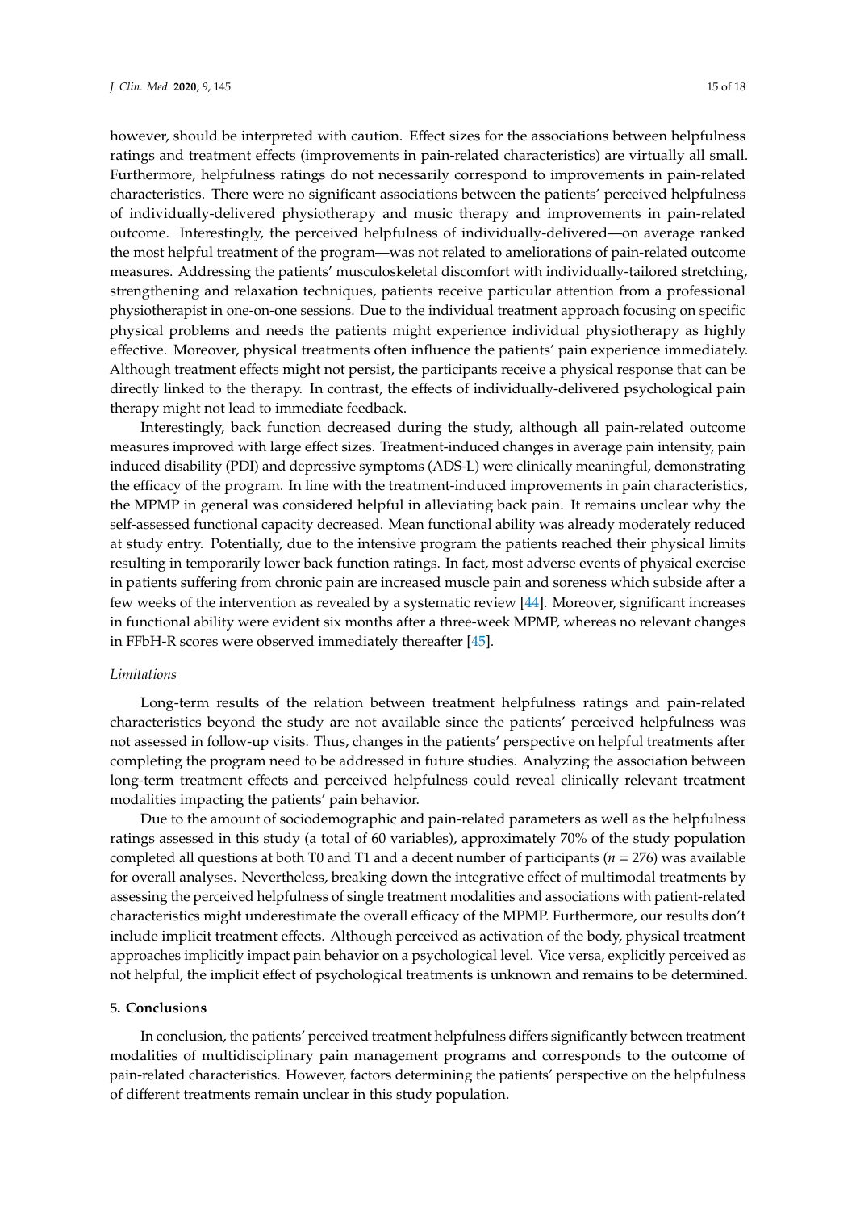however, should be interpreted with caution. Effect sizes for the associations between helpfulness ratings and treatment effects (improvements in pain-related characteristics) are virtually all small. Furthermore, helpfulness ratings do not necessarily correspond to improvements in pain-related characteristics. There were no significant associations between the patients' perceived helpfulness of individually-delivered physiotherapy and music therapy and improvements in pain-related outcome. Interestingly, the perceived helpfulness of individually-delivered—on average ranked the most helpful treatment of the program—was not related to ameliorations of pain-related outcome measures. Addressing the patients' musculoskeletal discomfort with individually-tailored stretching, strengthening and relaxation techniques, patients receive particular attention from a professional physiotherapist in one-on-one sessions. Due to the individual treatment approach focusing on specific physical problems and needs the patients might experience individual physiotherapy as highly effective. Moreover, physical treatments often influence the patients' pain experience immediately. Although treatment effects might not persist, the participants receive a physical response that can be directly linked to the therapy. In contrast, the effects of individually-delivered psychological pain therapy might not lead to immediate feedback.

Interestingly, back function decreased during the study, although all pain-related outcome measures improved with large effect sizes. Treatment-induced changes in average pain intensity, pain induced disability (PDI) and depressive symptoms (ADS-L) were clinically meaningful, demonstrating the efficacy of the program. In line with the treatment-induced improvements in pain characteristics, the MPMP in general was considered helpful in alleviating back pain. It remains unclear why the self-assessed functional capacity decreased. Mean functional ability was already moderately reduced at study entry. Potentially, due to the intensive program the patients reached their physical limits resulting in temporarily lower back function ratings. In fact, most adverse events of physical exercise in patients suffering from chronic pain are increased muscle pain and soreness which subside after a few weeks of the intervention as revealed by a systematic review [44]. Moreover, significant increases in functional ability were evident six months after a three-week MPMP, whereas no relevant changes in FFbH-R scores were observed immediately thereafter [45].

*Limitations*

Long-term results of the relation between treatment helpfulness ratings and pain-related characteristics beyond the study are not available since the patients' perceived helpfulness was not assessed in follow-up visits. Thus, changes in the patients' perspective on helpful treatments after completing the program need to be addressed in future studies. Analyzing the association between long-term treatment effects and perceived helpfulness could reveal clinically relevant treatment modalities impacting the patients' pain behavior.

Due to the amount of sociodemographic and pain-related parameters as well as the helpfulness ratings assessed in this study (a total of 60 variables), approximately 70% of the study population completed all questions at both T0 and T1 and a decent number of participants ($n$ = 276) was available for overall analyses. Nevertheless, breaking down the integrative effect of multimodal treatments by assessing the perceived helpfulness of single treatment modalities and associations with patient-related characteristics might underestimate the overall efficacy of the MPMP. Furthermore, our results don't include implicit treatment effects. Although perceived as activation of the body, physical treatment approaches implicitly impact pain behavior on a psychological level. Vice versa, explicitly perceived as not helpful, the implicit effect of psychological treatments is unknown and remains to be determined.

## 5. Conclusions

In conclusion, the patients' perceived treatment helpfulness differs significantly between treatment modalities of multidisciplinary pain management programs and corresponds to the outcome of pain-related characteristics. However, factors determining the patients' perspective on the helpfulness of different treatments remain unclear in this study population.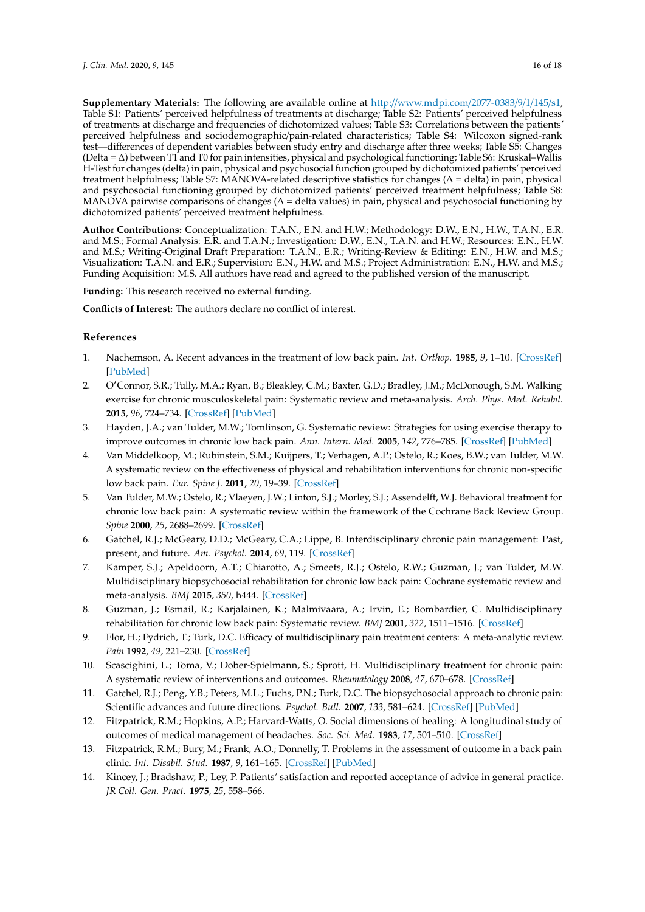**Supplementary Materials:** The following are available online at http://www.mdpi.com/2077-0383/9/1/145/s1, Table S1: Patients' perceived helpfulness of treatments at discharge; Table S2: Patients' perceived helpfulness of treatments at discharge and frequencies of dichotomized values; Table S3: Correlations between the patients' perceived helpfulness and sociodemographic/pain-related characteristics; Table S4: Wilcoxon signed-rank test—differences of dependent variables between study entry and discharge after three weeks; Table S5: Changes (Delta = Δ) between T1 and T0 for pain intensities, physical and psychological functioning; Table S6: Kruskal–Wallis H-Test for changes (delta) in pain, physical and psychosocial function grouped by dichotomized patients' perceived treatment helpfulness; Table S7: MANOVA-related descriptive statistics for changes (Δ = delta) in pain, physical and psychosocial functioning grouped by dichotomized patients' perceived treatment helpfulness; Table S8: MANOVA pairwise comparisons of changes (Δ = delta values) in pain, physical and psychosocial functioning by dichotomized patients' perceived treatment helpfulness.

**Author Contributions:** Conceptualization: T.A.N., E.N. and H.W.; Methodology: D.W., E.N., H.W., T.A.N., E.R. and M.S.; Formal Analysis: E.R. and T.A.N.; Investigation: D.W., E.N., T.A.N. and H.W.; Resources: E.N., H.W. and M.S.; Writing-Original Draft Preparation: T.A.N., E.R.; Writing-Review & Editing: E.N., H.W. and M.S.; Visualization: T.A.N. and E.R.; Supervision: E.N., H.W. and M.S.; Project Administration: E.N., H.W. and M.S.; Funding Acquisition: M.S. All authors have read and agreed to the published version of the manuscript.

**Funding:** This research received no external funding.

**Conflicts of Interest:** The authors declare no conflict of interest.

## References

1. Nachemson, A. Recent advances in the treatment of low back pain. *Int. Orthop.* **1985**, *9*, 1–10. [CrossRef] [PubMed]
2. O'Connor, S.R.; Tully, M.A.; Ryan, B.; Bleakley, C.M.; Baxter, G.D.; Bradley, J.M.; McDonough, S.M. Walking exercise for chronic musculoskeletal pain: Systematic review and meta-analysis. *Arch. Phys. Med. Rehabil.* **2015**, *96*, 724–734. [CrossRef] [PubMed]
3. Hayden, J.A.; van Tulder, M.W.; Tomlinson, G. Systematic review: Strategies for using exercise therapy to improve outcomes in chronic low back pain. *Ann. Intern. Med.* **2005**, *142*, 776–785. [CrossRef] [PubMed]
4. Van Middelkoop, M.; Rubinstein, S.M.; Kuijpers, T.; Verhagen, A.P.; Ostelo, R.; Koes, B.W.; van Tulder, M.W. A systematic review on the effectiveness of physical and rehabilitation interventions for chronic non-specific low back pain. *Eur. Spine J.* **2011**, *20*, 19–39. [CrossRef]
5. Van Tulder, M.W.; Ostelo, R.; Vlaeyen, J.W.; Linton, S.J.; Morley, S.J.; Assendelft, W.J. Behavioral treatment for chronic low back pain: A systematic review within the framework of the Cochrane Back Review Group. *Spine* **2000**, *25*, 2688–2699. [CrossRef]
6. Gatchel, R.J.; McGeary, D.D.; McGeary, C.A.; Lippe, B. Interdisciplinary chronic pain management: Past, present, and future. *Am. Psychol.* **2014**, *69*, 119. [CrossRef]
7. Kamper, S.J.; Apeldoorn, A.T.; Chiarotto, A.; Smeets, R.J.; Ostelo, R.W.; Guzman, J.; van Tulder, M.W. Multidisciplinary biopsychosocial rehabilitation for chronic low back pain: Cochrane systematic review and meta-analysis. *BMJ* **2015**, *350*, h444. [CrossRef]
8. Guzman, J.; Esmail, R.; Karjalainen, K.; Malmivaara, A.; Irvin, E.; Bombardier, C. Multidisciplinary rehabilitation for chronic low back pain: Systematic review. *BMJ* **2001**, *322*, 1511–1516. [CrossRef]
9. Flor, H.; Fydrich, T.; Turk, D.C. Efficacy of multidisciplinary pain treatment centers: A meta-analytic review. *Pain* **1992**, *49*, 221–230. [CrossRef]
10. Scascighini, L.; Toma, V.; Dober-Spielmann, S.; Sprott, H. Multidisciplinary treatment for chronic pain: A systematic review of interventions and outcomes. *Rheumatology* **2008**, *47*, 670–678. [CrossRef]
11. Gatchel, R.J.; Peng, Y.B.; Peters, M.L.; Fuchs, P.N.; Turk, D.C. The biopsychosocial approach to chronic pain: Scientific advances and future directions. *Psychol. Bull.* **2007**, *133*, 581–624. [CrossRef] [PubMed]
12. Fitzpatrick, R.M.; Hopkins, A.P.; Harvard-Watts, O. Social dimensions of healing: A longitudinal study of outcomes of medical management of headaches. *Soc. Sci. Med.* **1983**, *17*, 501–510. [CrossRef]
13. Fitzpatrick, R.M.; Bury, M.; Frank, A.O.; Donnelly, T. Problems in the assessment of outcome in a back pain clinic. *Int. Disabil. Stud.* **1987**, *9*, 161–165. [CrossRef] [PubMed]
14. Kincey, J.; Bradshaw, P.; Ley, P. Patients' satisfaction and reported acceptance of advice in general practice. *JR Coll. Gen. Pract.* **1975**, *25*, 558–566.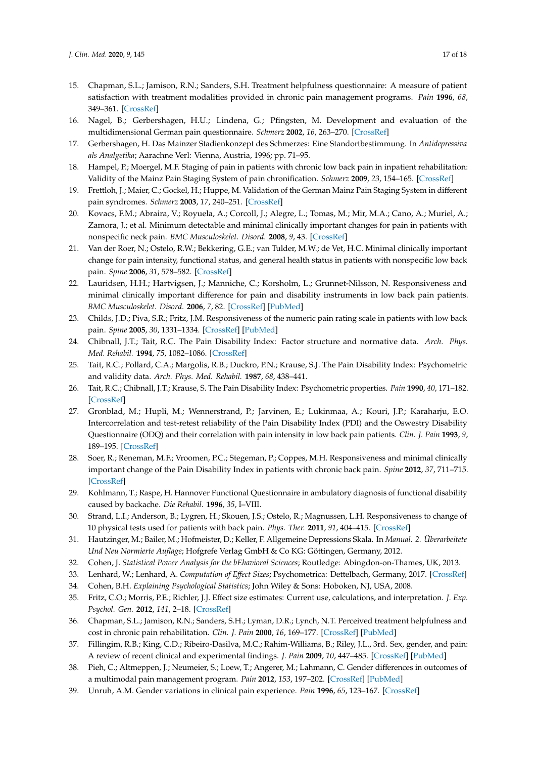15. Chapman, S.L.; Jamison, R.N.; Sanders, S.H. Treatment helpfulness questionnaire: A measure of patient satisfaction with treatment modalities provided in chronic pain management programs. *Pain* **1996**, *68*, 349–361. [CrossRef]
16. Nagel, B.; Gerbershagen, H.U.; Lindena, G.; Pfingsten, M. Development and evaluation of the multidimensional German pain questionnaire. *Schmerz* **2002**, *16*, 263–270. [CrossRef]
17. Gerbershagen, H. Das Mainzer Stadienkonzept des Schmerzes: Eine Standortbestimmung. In *Antidepressiva als Analgetika*; Aarachne Verl: Vienna, Austria, 1996; pp. 71–95.
18. Hampel, P.; Moergel, M.F. Staging of pain in patients with chronic low back pain in inpatient rehabilitation: Validity of the Mainz Pain Staging System of pain chronification. *Schmerz* **2009**, *23*, 154–165. [CrossRef]
19. Frettloh, J.; Maier, C.; Gockel, H.; Huppe, M. Validation of the German Mainz Pain Staging System in different pain syndromes. *Schmerz* **2003**, *17*, 240–251. [CrossRef]
20. Kovacs, F.M.; Abraira, V.; Royuela, A.; Corcoll, J.; Alegre, L.; Tomas, M.; Mir, M.A.; Cano, A.; Muriel, A.; Zamora, J.; et al. Minimum detectable and minimal clinically important changes for pain in patients with nonspecific neck pain. *BMC Musculoskelet. Disord.* **2008**, *9*, 43. [CrossRef]
21. Van der Roer, N.; Ostelo, R.W.; Bekkering, G.E.; van Tulder, M.W.; de Vet, H.C. Minimal clinically important change for pain intensity, functional status, and general health status in patients with nonspecific low back pain. *Spine* **2006**, *31*, 578–582. [CrossRef]
22. Lauridsen, H.H.; Hartvigsen, J.; Manniche, C.; Korsholm, L.; Grunnet-Nilsson, N. Responsiveness and minimal clinically important difference for pain and disability instruments in low back pain patients. *BMC Musculoskelet. Disord.* **2006**, *7*, 82. [CrossRef] [PubMed]
23. Childs, J.D.; Piva, S.R.; Fritz, J.M. Responsiveness of the numeric pain rating scale in patients with low back pain. *Spine* **2005**, *30*, 1331–1334. [CrossRef] [PubMed]
24. Chibnall, J.T.; Tait, R.C. The Pain Disability Index: Factor structure and normative data. *Arch. Phys. Med. Rehabil.* **1994**, *75*, 1082–1086. [CrossRef]
25. Tait, R.C.; Pollard, C.A.; Margolis, R.B.; Duckro, P.N.; Krause, S.J. The Pain Disability Index: Psychometric and validity data. *Arch. Phys. Med. Rehabil.* **1987**, *68*, 438–441.
26. Tait, R.C.; Chibnall, J.T.; Krause, S. The Pain Disability Index: Psychometric properties. *Pain* **1990**, *40*, 171–182. [CrossRef]
27. Gronblad, M.; Hupli, M.; Wennerstrand, P.; Jarvinen, E.; Lukinmaa, A.; Kouri, J.P.; Karaharju, E.O. Intercorrelation and test-retest reliability of the Pain Disability Index (PDI) and the Oswestry Disability Questionnaire (ODQ) and their correlation with pain intensity in low back pain patients. *Clin. J. Pain* **1993**, *9*, 189–195. [CrossRef]
28. Soer, R.; Reneman, M.F.; Vroomen, P.C.; Stegeman, P.; Coppes, M.H. Responsiveness and minimal clinically important change of the Pain Disability Index in patients with chronic back pain. *Spine* **2012**, *37*, 711–715. [CrossRef]
29. Kohlmann, T.; Raspe, H. Hannover Functional Questionnaire in ambulatory diagnosis of functional disability caused by backache. *Die Rehabil.* **1996**, *35*, I–VIII.
30. Strand, L.I.; Anderson, B.; Lygren, H.; Skouen, J.S.; Ostelo, R.; Magnussen, L.H. Responsiveness to change of 10 physical tests used for patients with back pain. *Phys. Ther.* **2011**, *91*, 404–415. [CrossRef]
31. Hautzinger, M.; Bailer, M.; Hofmeister, D.; Keller, F. Allgemeine Depressions Skala. In *Manual. 2. Überarbeitete Und Neu Normierte Auflage*; Hofgrefe Verlag GmbH & Co KG: Göttingen, Germany, 2012.
32. Cohen, J. *Statistical Power Analysis for the bEhavioral Sciences*; Routledge: Abingdon-on-Thames, UK, 2013.
33. Lenhard, W.; Lenhard, A. *Computation of Effect Sizes*; Psychometrica: Dettelbach, Germany, 2017. [CrossRef]
34. Cohen, B.H. *Explaining Psychological Statistics*; John Wiley & Sons: Hoboken, NJ, USA, 2008.
35. Fritz, C.O.; Morris, P.E.; Richler, J.J. Effect size estimates: Current use, calculations, and interpretation. *J. Exp. Psychol. Gen.* **2012**, *141*, 2–18. [CrossRef]
36. Chapman, S.L.; Jamison, R.N.; Sanders, S.H.; Lyman, D.R.; Lynch, N.T. Perceived treatment helpfulness and cost in chronic pain rehabilitation. *Clin. J. Pain* **2000**, *16*, 169–177. [CrossRef] [PubMed]
37. Fillingim, R.B.; King, C.D.; Ribeiro-Dasilva, M.C.; Rahim-Williams, B.; Riley, J.L., 3rd. Sex, gender, and pain: A review of recent clinical and experimental findings. *J. Pain* **2009**, *10*, 447–485. [CrossRef] [PubMed]
38. Pieh, C.; Altmeppen, J.; Neumeier, S.; Loew, T.; Angerer, M.; Lahmann, C. Gender differences in outcomes of a multimodal pain management program. *Pain* **2012**, *153*, 197–202. [CrossRef] [PubMed]
39. Unruh, A.M. Gender variations in clinical pain experience. *Pain* **1996**, *65*, 123–167. [CrossRef]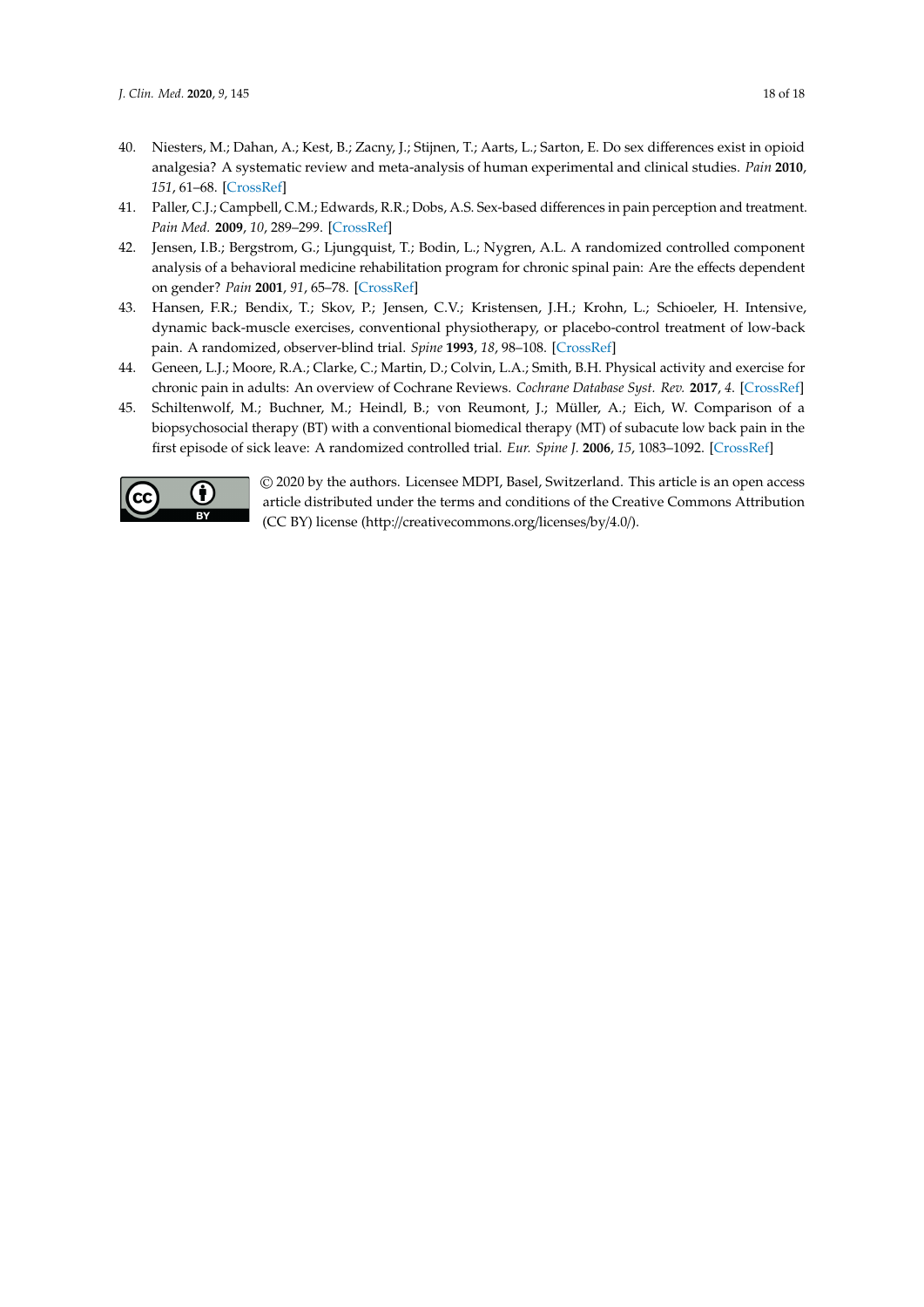40. Niesters, M.; Dahan, A.; Kest, B.; Zacny, J.; Stijnen, T.; Aarts, L.; Sarton, E. Do sex differences exist in opioid analgesia? A systematic review and meta-analysis of human experimental and clinical studies. *Pain* **2010**, *151*, 61–68. [CrossRef]
41. Paller, C.J.; Campbell, C.M.; Edwards, R.R.; Dobs, A.S. Sex-based differences in pain perception and treatment. *Pain Med.* **2009**, *10*, 289–299. [CrossRef]
42. Jensen, I.B.; Bergstrom, G.; Ljungquist, T.; Bodin, L.; Nygren, A.L. A randomized controlled component analysis of a behavioral medicine rehabilitation program for chronic spinal pain: Are the effects dependent on gender? *Pain* **2001**, *91*, 65–78. [CrossRef]
43. Hansen, F.R.; Bendix, T.; Skov, P.; Jensen, C.V.; Kristensen, J.H.; Krohn, L.; Schioeler, H. Intensive, dynamic back-muscle exercises, conventional physiotherapy, or placebo-control treatment of low-back pain. A randomized, observer-blind trial. *Spine* **1993**, *18*, 98–108. [CrossRef]
44. Geneen, L.J.; Moore, R.A.; Clarke, C.; Martin, D.; Colvin, L.A.; Smith, B.H. Physical activity and exercise for chronic pain in adults: An overview of Cochrane Reviews. *Cochrane Database Syst. Rev.* **2017**, *4*. [CrossRef]
45. Schiltenwolf, M.; Buchner, M.; Heindl, B.; von Reumont, J.; Müller, A.; Eich, W. Comparison of a biopsychosocial therapy (BT) with a conventional biomedical therapy (MT) of subacute low back pain in the first episode of sick leave: A randomized controlled trial. *Eur. Spine J.* **2006**, *15*, 1083–1092. [CrossRef]

© 2020 by the authors. Licensee MDPI, Basel, Switzerland. This article is an open access article distributed under the terms and conditions of the Creative Commons Attribution (CC BY) license (http://creativecommons.org/licenses/by/4.0/).